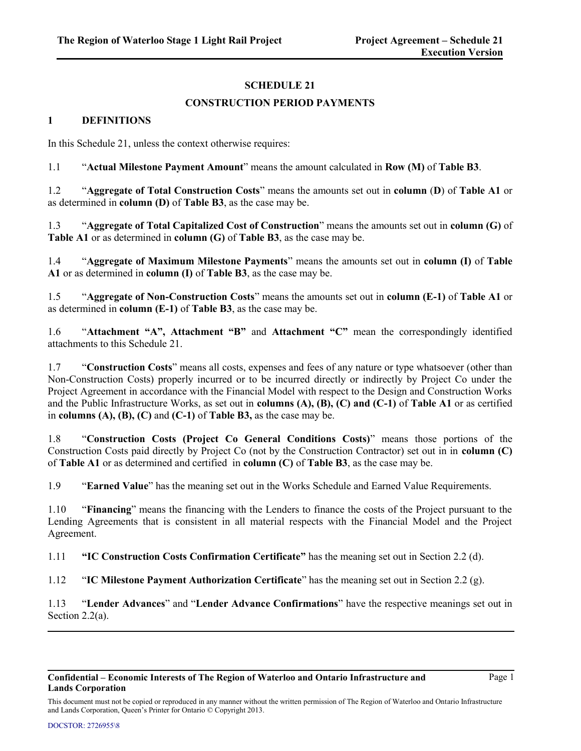# SCHEDULE 21

## CONSTRUCTION PERIOD PAYMENTS

### 1 DEFINITIONS

In this Schedule 21, unless the context otherwise requires:

1.1 "**Actual Milestone Payment Amount**" means the amount calculated in **Row (M)** of **Table B3**.

1.2 "**Aggregate of Total Construction Costs**" means the amounts set out in **column** (**D**) of **Table A1** or as determined in **column (D)** of **Table B3**, as the case may be.

1.3 "**Aggregate of Total Capitalized Cost of Construction**" means the amounts set out in **column (G)** of **Table A1** or as determined in **column (G)** of **Table B3**, as the case may be.

1.4 "**Aggregate of Maximum Milestone Payments**" means the amounts set out in **column (I)** of **Table A1** or as determined in **column (I)** of **Table B3**, as the case may be.

1.5 "**Aggregate of Non-Construction Costs**" means the amounts set out in **column (E-1)** of **Table A1** or as determined in **column (E-1)** of **Table B3**, as the case may be.

1.6 "**Attachment "A", Attachment "B"** and **Attachment "C"** mean the correspondingly identified attachments to this Schedule 21.

1.7 "**Construction Costs**" means all costs, expenses and fees of any nature or type whatsoever (other than Non-Construction Costs) properly incurred or to be incurred directly or indirectly by Project Co under the Project Agreement in accordance with the Financial Model with respect to the Design and Construction Works and the Public Infrastructure Works, as set out in **columns (A), (B), (C) and (C-1)** of **Table A1** or as certified in **columns (A), (B), (C)** and **(C-1)** of **Table B3,** as the case may be.

1.8 "**Construction Costs (Project Co General Conditions Costs)**" means those portions of the Construction Costs paid directly by Project Co (not by the Construction Contractor) set out in in **column (C)** of **Table A1** or as determined and certified in **column (C)** of **Table B3**, as the case may be.

1.9 "**Earned Value**" has the meaning set out in the Works Schedule and Earned Value Requirements.

1.10 "**Financing**" means the financing with the Lenders to finance the costs of the Project pursuant to the Lending Agreements that is consistent in all material respects with the Financial Model and the Project Agreement.

1.11 **"IC Construction Costs Confirmation Certificate"** has the meaning set out in Section 2.2 (d).

1.12 "**IC Milestone Payment Authorization Certificate**" has the meaning set out in Section 2.2 (g).

1.13 "**Lender Advances**" and "**Lender Advance Confirmations**" have the respective meanings set out in Section 2.2(a).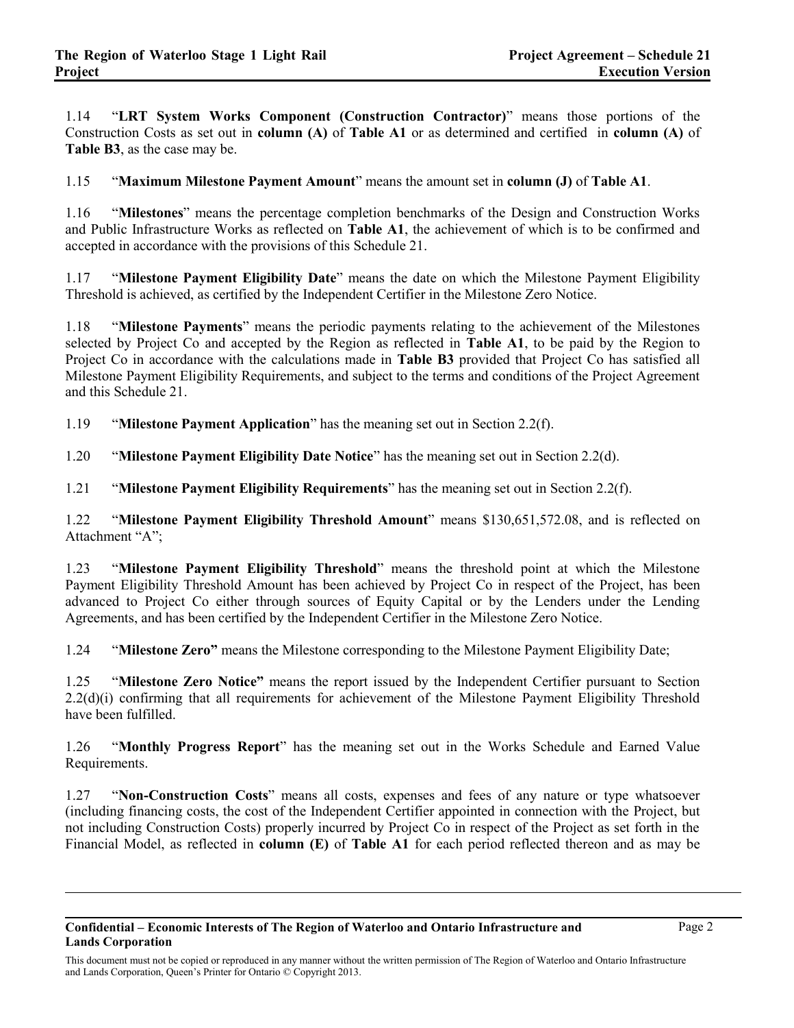1.14 "**LRT System Works Component (Construction Contractor)**" means those portions of the Construction Costs as set out in **column (A)** of **Table A1** or as determined and certified in **column (A)** of **Table B3**, as the case may be.

1.15 "**Maximum Milestone Payment Amount**" means the amount set in **column (J)** of **Table A1**.

1.16 "**Milestones**" means the percentage completion benchmarks of the Design and Construction Works and Public Infrastructure Works as reflected on **Table A1**, the achievement of which is to be confirmed and accepted in accordance with the provisions of this Schedule 21.

1.17 "**Milestone Payment Eligibility Date**" means the date on which the Milestone Payment Eligibility Threshold is achieved, as certified by the Independent Certifier in the Milestone Zero Notice.

1.18 "**Milestone Payments**" means the periodic payments relating to the achievement of the Milestones selected by Project Co and accepted by the Region as reflected in **Table A1**, to be paid by the Region to Project Co in accordance with the calculations made in **Table B3** provided that Project Co has satisfied all Milestone Payment Eligibility Requirements, and subject to the terms and conditions of the Project Agreement and this Schedule 21.

1.19 "**Milestone Payment Application**" has the meaning set out in Section 2.2(f).

1.20 "**Milestone Payment Eligibility Date Notice**" has the meaning set out in Section 2.2(d).

1.21 "**Milestone Payment Eligibility Requirements**" has the meaning set out in Section 2.2(f).

1.22 "**Milestone Payment Eligibility Threshold Amount**" means $130,651,572.08, and is reflected on Attachment "A";

1.23 "**Milestone Payment Eligibility Threshold**" means the threshold point at which the Milestone Payment Eligibility Threshold Amount has been achieved by Project Co in respect of the Project, has been advanced to Project Co either through sources of Equity Capital or by the Lenders under the Lending Agreements, and has been certified by the Independent Certifier in the Milestone Zero Notice.

1.24 "**Milestone Zero"** means the Milestone corresponding to the Milestone Payment Eligibility Date;

1.25 "**Milestone Zero Notice"** means the report issued by the Independent Certifier pursuant to Section 2.2(d)(i) confirming that all requirements for achievement of the Milestone Payment Eligibility Threshold have been fulfilled.

1.26 "**Monthly Progress Report**" has the meaning set out in the Works Schedule and Earned Value Requirements.

1.27 "**Non-Construction Costs**" means all costs, expenses and fees of any nature or type whatsoever (including financing costs, the cost of the Independent Certifier appointed in connection with the Project, but not including Construction Costs) properly incurred by Project Co in respect of the Project as set forth in the Financial Model, as reflected in **column (E)** of **Table A1** for each period reflected thereon and as may be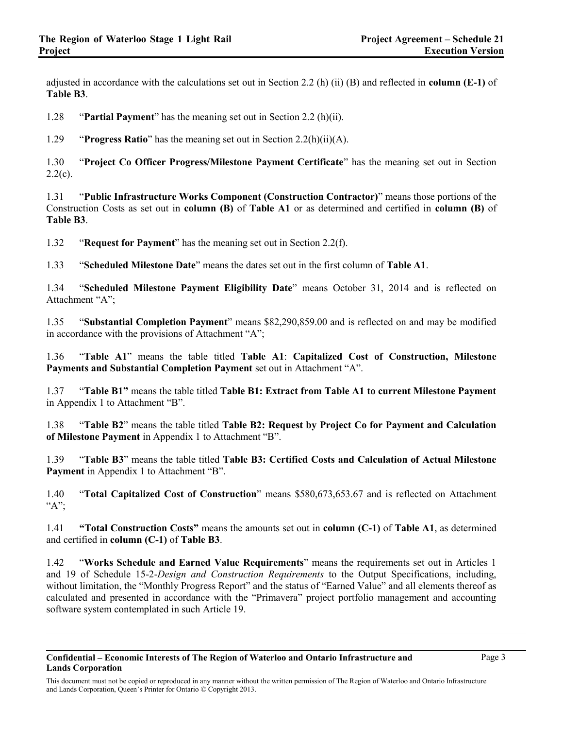adjusted in accordance with the calculations set out in Section 2.2 (h) (ii) (B) and reflected in **column (E-1)** of **Table B3**.

1.28 "**Partial Payment**" has the meaning set out in Section 2.2 (h)(ii).

1.29 "**Progress Ratio**" has the meaning set out in Section 2.2(h)(ii)(A).

1.30 "**Project Co Officer Progress/Milestone Payment Certificate**" has the meaning set out in Section 2.2(c).

1.31 "**Public Infrastructure Works Component (Construction Contractor)**" means those portions of the Construction Costs as set out in **column (B)** of **Table A1** or as determined and certified in **column (B)** of **Table B3**.

1.32 "**Request for Payment**" has the meaning set out in Section 2.2(f).

1.33 "**Scheduled Milestone Date**" means the dates set out in the first column of **Table A1**.

1.34 "**Scheduled Milestone Payment Eligibility Date**" means October 31, 2014 and is reflected on Attachment "A";

1.35 "**Substantial Completion Payment**" means $82,290,859.00 and is reflected on and may be modified in accordance with the provisions of Attachment "A";

1.36 "**Table A1**" means the table titled **Table A1**: **Capitalized Cost of Construction, Milestone Payments and Substantial Completion Payment** set out in Attachment "A".

1.37 "**Table B1"** means the table titled **Table B1: Extract from Table A1 to current Milestone Payment** in Appendix 1 to Attachment "B".

1.38 "**Table B2**" means the table titled **Table B2: Request by Project Co for Payment and Calculation of Milestone Payment** in Appendix 1 to Attachment "B".

1.39 "**Table B3**" means the table titled **Table B3: Certified Costs and Calculation of Actual Milestone Payment** in Appendix 1 to Attachment "B".

1.40 "**Total Capitalized Cost of Construction**" means $580,673,653.67 and is reflected on Attachment "A";

1.41 **"Total Construction Costs"** means the amounts set out in **column (C-1)** of **Table A1**, as determined and certified in **column (C-1)** of **Table B3**.

1.42 "**Works Schedule and Earned Value Requirements**" means the requirements set out in Articles 1 and 19 of Schedule 15-2-*Design and Construction Requirements* to the Output Specifications, including, without limitation, the "Monthly Progress Report" and the status of "Earned Value" and all elements thereof as calculated and presented in accordance with the "Primavera" project portfolio management and accounting software system contemplated in such Article 19.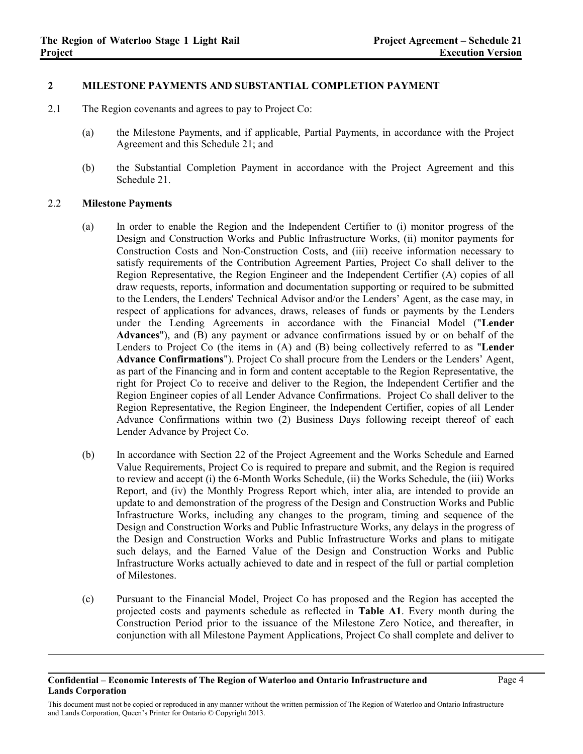## 2 MILESTONE PAYMENTS AND SUBSTANTIAL COMPLETION PAYMENT

2.1 The Region covenants and agrees to pay to Project Co:

(a) the Milestone Payments, and if applicable, Partial Payments, in accordance with the Project Agreement and this Schedule 21; and

(b) the Substantial Completion Payment in accordance with the Project Agreement and this Schedule 21.

2.2 **Milestone Payments**

(a) In order to enable the Region and the Independent Certifier to (i) monitor progress of the Design and Construction Works and Public Infrastructure Works, (ii) monitor payments for Construction Costs and Non-Construction Costs, and (iii) receive information necessary to satisfy requirements of the Contribution Agreement Parties, Project Co shall deliver to the Region Representative, the Region Engineer and the Independent Certifier (A) copies of all draw requests, reports, information and documentation supporting or required to be submitted to the Lenders, the Lenders' Technical Advisor and/or the Lenders' Agent, as the case may, in respect of applications for advances, draws, releases of funds or payments by the Lenders under the Lending Agreements in accordance with the Financial Model ("**Lender Advances**"), and (B) any payment or advance confirmations issued by or on behalf of the Lenders to Project Co (the items in (A) and (B) being collectively referred to as "**Lender Advance Confirmations**"). Project Co shall procure from the Lenders or the Lenders' Agent, as part of the Financing and in form and content acceptable to the Region Representative, the right for Project Co to receive and deliver to the Region, the Independent Certifier and the Region Engineer copies of all Lender Advance Confirmations. Project Co shall deliver to the Region Representative, the Region Engineer, the Independent Certifier, copies of all Lender Advance Confirmations within two (2) Business Days following receipt thereof of each Lender Advance by Project Co.

(b) In accordance with Section 22 of the Project Agreement and the Works Schedule and Earned Value Requirements, Project Co is required to prepare and submit, and the Region is required to review and accept (i) the 6-Month Works Schedule, (ii) the Works Schedule, the (iii) Works Report, and (iv) the Monthly Progress Report which, inter alia, are intended to provide an update to and demonstration of the progress of the Design and Construction Works and Public Infrastructure Works, including any changes to the program, timing and sequence of the Design and Construction Works and Public Infrastructure Works, any delays in the progress of the Design and Construction Works and Public Infrastructure Works and plans to mitigate such delays, and the Earned Value of the Design and Construction Works and Public Infrastructure Works actually achieved to date and in respect of the full or partial completion of Milestones.

(c) Pursuant to the Financial Model, Project Co has proposed and the Region has accepted the projected costs and payments schedule as reflected in **Table A1**. Every month during the Construction Period prior to the issuance of the Milestone Zero Notice, and thereafter, in conjunction with all Milestone Payment Applications, Project Co shall complete and deliver to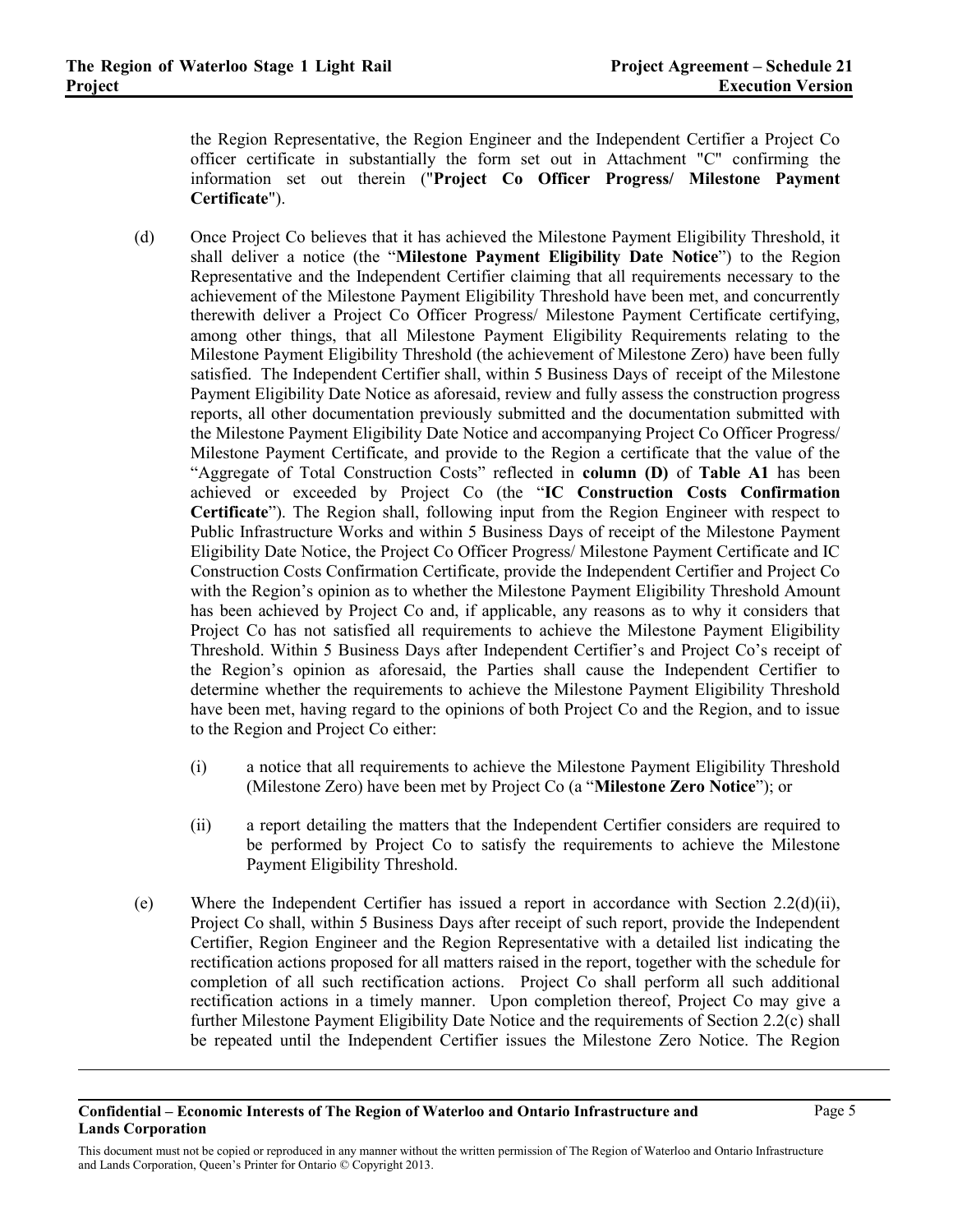the Region Representative, the Region Engineer and the Independent Certifier a Project Co officer certificate in substantially the form set out in Attachment "C" confirming the information set out therein ("**Project Co Officer Progress/ Milestone Payment Certificate**").

(d) Once Project Co believes that it has achieved the Milestone Payment Eligibility Threshold, it shall deliver a notice (the "**Milestone Payment Eligibility Date Notice**") to the Region Representative and the Independent Certifier claiming that all requirements necessary to the achievement of the Milestone Payment Eligibility Threshold have been met, and concurrently therewith deliver a Project Co Officer Progress/ Milestone Payment Certificate certifying, among other things, that all Milestone Payment Eligibility Requirements relating to the Milestone Payment Eligibility Threshold (the achievement of Milestone Zero) have been fully satisfied. The Independent Certifier shall, within 5 Business Days of receipt of the Milestone Payment Eligibility Date Notice as aforesaid, review and fully assess the construction progress reports, all other documentation previously submitted and the documentation submitted with the Milestone Payment Eligibility Date Notice and accompanying Project Co Officer Progress/ Milestone Payment Certificate, and provide to the Region a certificate that the value of the "Aggregate of Total Construction Costs" reflected in **column (D)** of **Table A1** has been achieved or exceeded by Project Co (the "**IC Construction Costs Confirmation Certificate**"). The Region shall, following input from the Region Engineer with respect to Public Infrastructure Works and within 5 Business Days of receipt of the Milestone Payment Eligibility Date Notice, the Project Co Officer Progress/ Milestone Payment Certificate and IC Construction Costs Confirmation Certificate, provide the Independent Certifier and Project Co with the Region's opinion as to whether the Milestone Payment Eligibility Threshold Amount has been achieved by Project Co and, if applicable, any reasons as to why it considers that Project Co has not satisfied all requirements to achieve the Milestone Payment Eligibility Threshold. Within 5 Business Days after Independent Certifier's and Project Co's receipt of the Region's opinion as aforesaid, the Parties shall cause the Independent Certifier to determine whether the requirements to achieve the Milestone Payment Eligibility Threshold have been met, having regard to the opinions of both Project Co and the Region, and to issue to the Region and Project Co either:

   (i) a notice that all requirements to achieve the Milestone Payment Eligibility Threshold (Milestone Zero) have been met by Project Co (a "**Milestone Zero Notice**"); or

   (ii) a report detailing the matters that the Independent Certifier considers are required to be performed by Project Co to satisfy the requirements to achieve the Milestone Payment Eligibility Threshold.

(e) Where the Independent Certifier has issued a report in accordance with Section 2.2(d)(ii), Project Co shall, within 5 Business Days after receipt of such report, provide the Independent Certifier, Region Engineer and the Region Representative with a detailed list indicating the rectification actions proposed for all matters raised in the report, together with the schedule for completion of all such rectification actions. Project Co shall perform all such additional rectification actions in a timely manner. Upon completion thereof, Project Co may give a further Milestone Payment Eligibility Date Notice and the requirements of Section 2.2(c) shall be repeated until the Independent Certifier issues the Milestone Zero Notice. The Region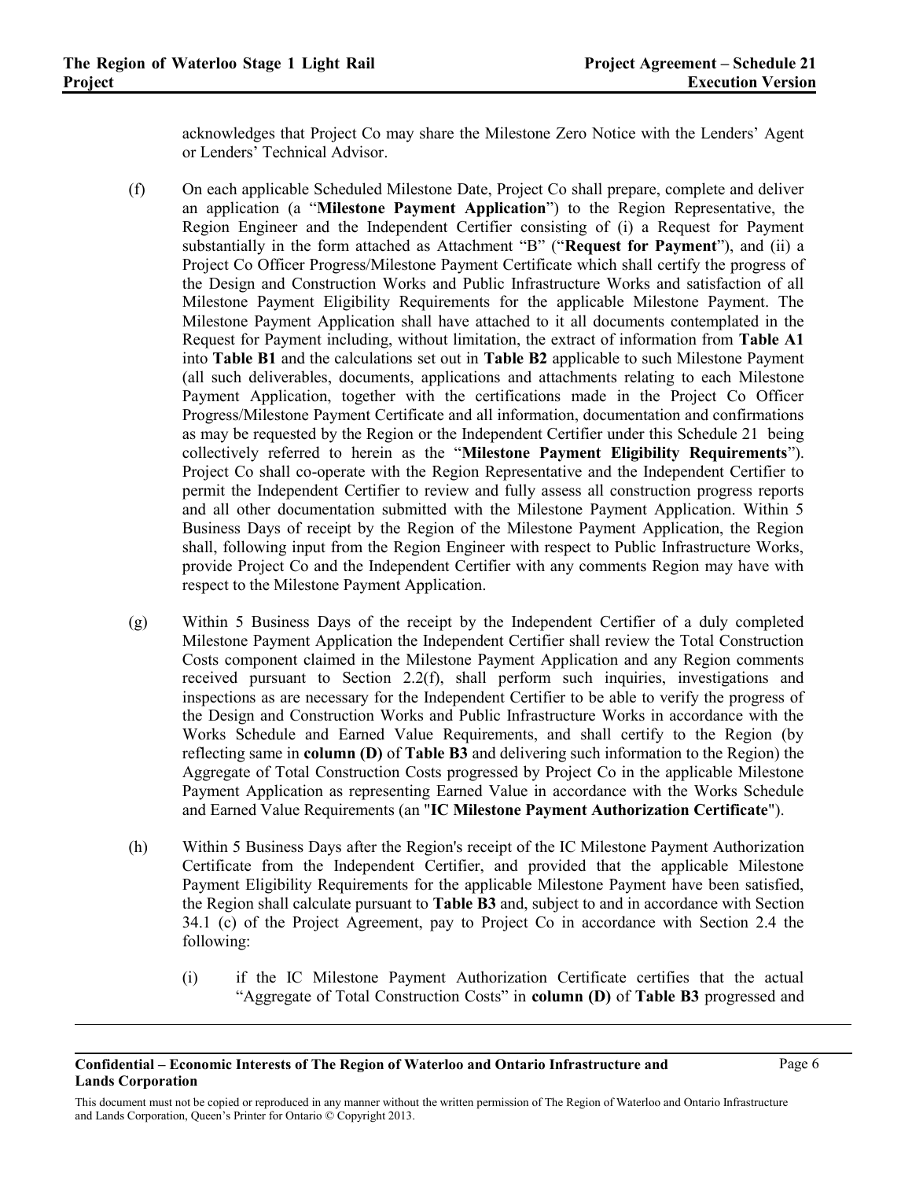acknowledges that Project Co may share the Milestone Zero Notice with the Lenders' Agent or Lenders' Technical Advisor.

(f) On each applicable Scheduled Milestone Date, Project Co shall prepare, complete and deliver an application (a "**Milestone Payment Application**") to the Region Representative, the Region Engineer and the Independent Certifier consisting of (i) a Request for Payment substantially in the form attached as Attachment "B" ("**Request for Payment**"), and (ii) a Project Co Officer Progress/Milestone Payment Certificate which shall certify the progress of the Design and Construction Works and Public Infrastructure Works and satisfaction of all Milestone Payment Eligibility Requirements for the applicable Milestone Payment. The Milestone Payment Application shall have attached to it all documents contemplated in the Request for Payment including, without limitation, the extract of information from **Table A1** into **Table B1** and the calculations set out in **Table B2** applicable to such Milestone Payment (all such deliverables, documents, applications and attachments relating to each Milestone Payment Application, together with the certifications made in the Project Co Officer Progress/Milestone Payment Certificate and all information, documentation and confirmations as may be requested by the Region or the Independent Certifier under this Schedule 21 being collectively referred to herein as the "**Milestone Payment Eligibility Requirements**"). Project Co shall co-operate with the Region Representative and the Independent Certifier to permit the Independent Certifier to review and fully assess all construction progress reports and all other documentation submitted with the Milestone Payment Application. Within 5 Business Days of receipt by the Region of the Milestone Payment Application, the Region shall, following input from the Region Engineer with respect to Public Infrastructure Works, provide Project Co and the Independent Certifier with any comments Region may have with respect to the Milestone Payment Application.

(g) Within 5 Business Days of the receipt by the Independent Certifier of a duly completed Milestone Payment Application the Independent Certifier shall review the Total Construction Costs component claimed in the Milestone Payment Application and any Region comments received pursuant to Section 2.2(f), shall perform such inquiries, investigations and inspections as are necessary for the Independent Certifier to be able to verify the progress of the Design and Construction Works and Public Infrastructure Works in accordance with the Works Schedule and Earned Value Requirements, and shall certify to the Region (by reflecting same in **column (D)** of **Table B3** and delivering such information to the Region) the Aggregate of Total Construction Costs progressed by Project Co in the applicable Milestone Payment Application as representing Earned Value in accordance with the Works Schedule and Earned Value Requirements (an "**IC Milestone Payment Authorization Certificate**").

(h) Within 5 Business Days after the Region's receipt of the IC Milestone Payment Authorization Certificate from the Independent Certifier, and provided that the applicable Milestone Payment Eligibility Requirements for the applicable Milestone Payment have been satisfied, the Region shall calculate pursuant to **Table B3** and, subject to and in accordance with Section 34.1 (c) of the Project Agreement, pay to Project Co in accordance with Section 2.4 the following:

  (i) if the IC Milestone Payment Authorization Certificate certifies that the actual "Aggregate of Total Construction Costs" in **column (D)** of **Table B3** progressed and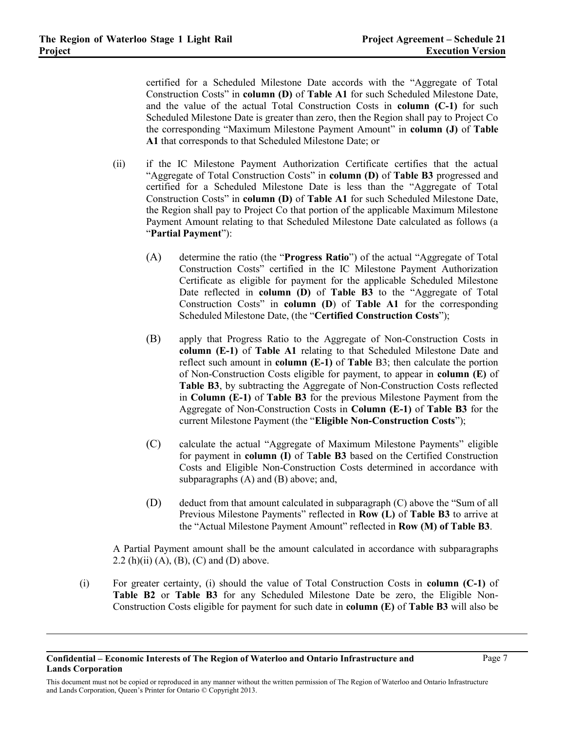certified for a Scheduled Milestone Date accords with the "Aggregate of Total Construction Costs" in **column (D)** of **Table A1** for such Scheduled Milestone Date, and the value of the actual Total Construction Costs in **column (C-1)** for such Scheduled Milestone Date is greater than zero, then the Region shall pay to Project Co the corresponding "Maximum Milestone Payment Amount" in **column (J)** of **Table A1** that corresponds to that Scheduled Milestone Date; or

(ii) if the IC Milestone Payment Authorization Certificate certifies that the actual "Aggregate of Total Construction Costs" in **column (D)** of **Table B3** progressed and certified for a Scheduled Milestone Date is less than the "Aggregate of Total Construction Costs" in **column (D)** of **Table A1** for such Scheduled Milestone Date, the Region shall pay to Project Co that portion of the applicable Maximum Milestone Payment Amount relating to that Scheduled Milestone Date calculated as follows (a "**Partial Payment**"):

(A) determine the ratio (the "**Progress Ratio**") of the actual "Aggregate of Total Construction Costs" certified in the IC Milestone Payment Authorization Certificate as eligible for payment for the applicable Scheduled Milestone Date reflected in **column (D)** of **Table B3** to the "Aggregate of Total Construction Costs" in **column (D)** of **Table A1** for the corresponding Scheduled Milestone Date, (the "**Certified Construction Costs**");

(B) apply that Progress Ratio to the Aggregate of Non-Construction Costs in **column (E-1)** of **Table A1** relating to that Scheduled Milestone Date and reflect such amount in **column (E-1)** of **Table** B3; then calculate the portion of Non-Construction Costs eligible for payment, to appear in **column (E)** of **Table B3**, by subtracting the Aggregate of Non-Construction Costs reflected in **Column (E-1)** of **Table B3** for the previous Milestone Payment from the Aggregate of Non-Construction Costs in **Column (E-1)** of **Table B3** for the current Milestone Payment (the "**Eligible Non-Construction Costs**");

(C) calculate the actual "Aggregate of Maximum Milestone Payments" eligible for payment in **column (I)** of T**able B3** based on the Certified Construction Costs and Eligible Non-Construction Costs determined in accordance with subparagraphs (A) and (B) above; and,

(D) deduct from that amount calculated in subparagraph (C) above the "Sum of all Previous Milestone Payments" reflected in **Row (L)** of **Table B3** to arrive at the "Actual Milestone Payment Amount" reflected in **Row (M) of Table B3**.

A Partial Payment amount shall be the amount calculated in accordance with subparagraphs 2.2 (h)(ii) (A), (B), (C) and (D) above.

(i) For greater certainty, (i) should the value of Total Construction Costs in **column (C-1)** of **Table B2** or **Table B3** for any Scheduled Milestone Date be zero, the Eligible Non-Construction Costs eligible for payment for such date in **column (E)** of **Table B3** will also be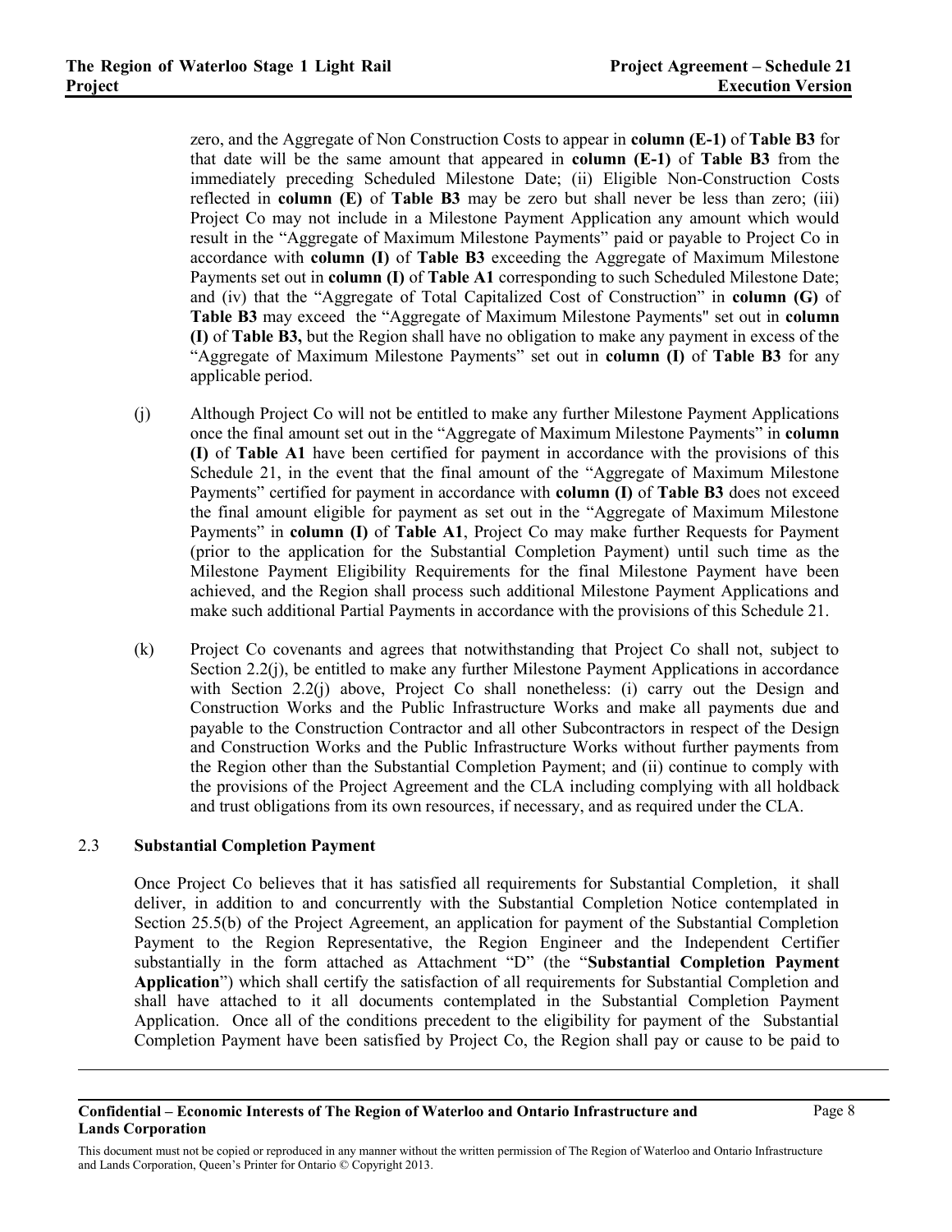zero, and the Aggregate of Non Construction Costs to appear in **column (E-1)** of **Table B3** for that date will be the same amount that appeared in **column (E-1)** of **Table B3** from the immediately preceding Scheduled Milestone Date; (ii) Eligible Non-Construction Costs reflected in **column (E)** of **Table B3** may be zero but shall never be less than zero; (iii) Project Co may not include in a Milestone Payment Application any amount which would result in the "Aggregate of Maximum Milestone Payments" paid or payable to Project Co in accordance with **column (I)** of **Table B3** exceeding the Aggregate of Maximum Milestone Payments set out in **column (I)** of **Table A1** corresponding to such Scheduled Milestone Date; and (iv) that the "Aggregate of Total Capitalized Cost of Construction" in **column (G)** of **Table B3** may exceed the "Aggregate of Maximum Milestone Payments" set out in **column (I)** of **Table B3,** but the Region shall have no obligation to make any payment in excess of the "Aggregate of Maximum Milestone Payments" set out in **column (I)** of **Table B3** for any applicable period.

(j) Although Project Co will not be entitled to make any further Milestone Payment Applications once the final amount set out in the "Aggregate of Maximum Milestone Payments" in **column (I)** of **Table A1** have been certified for payment in accordance with the provisions of this Schedule 21, in the event that the final amount of the "Aggregate of Maximum Milestone Payments" certified for payment in accordance with **column (I)** of **Table B3** does not exceed the final amount eligible for payment as set out in the "Aggregate of Maximum Milestone Payments" in **column (I)** of **Table A1**, Project Co may make further Requests for Payment (prior to the application for the Substantial Completion Payment) until such time as the Milestone Payment Eligibility Requirements for the final Milestone Payment have been achieved, and the Region shall process such additional Milestone Payment Applications and make such additional Partial Payments in accordance with the provisions of this Schedule 21.

(k) Project Co covenants and agrees that notwithstanding that Project Co shall not, subject to Section 2.2(j), be entitled to make any further Milestone Payment Applications in accordance with Section 2.2(j) above, Project Co shall nonetheless: (i) carry out the Design and Construction Works and the Public Infrastructure Works and make all payments due and payable to the Construction Contractor and all other Subcontractors in respect of the Design and Construction Works and the Public Infrastructure Works without further payments from the Region other than the Substantial Completion Payment; and (ii) continue to comply with the provisions of the Project Agreement and the CLA including complying with all holdback and trust obligations from its own resources, if necessary, and as required under the CLA.

### 2.3 Substantial Completion Payment

Once Project Co believes that it has satisfied all requirements for Substantial Completion, it shall deliver, in addition to and concurrently with the Substantial Completion Notice contemplated in Section 25.5(b) of the Project Agreement, an application for payment of the Substantial Completion Payment to the Region Representative, the Region Engineer and the Independent Certifier substantially in the form attached as Attachment "D" (the "**Substantial Completion Payment Application**") which shall certify the satisfaction of all requirements for Substantial Completion and shall have attached to it all documents contemplated in the Substantial Completion Payment Application. Once all of the conditions precedent to the eligibility for payment of the Substantial Completion Payment have been satisfied by Project Co, the Region shall pay or cause to be paid to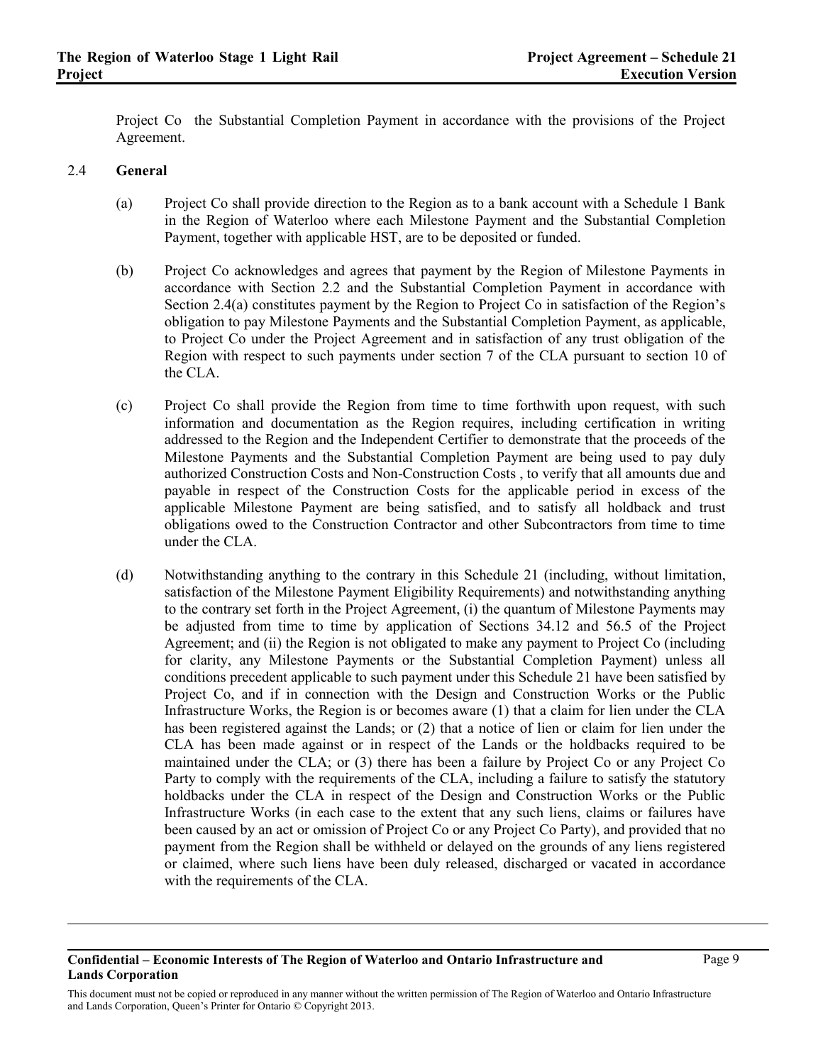Project Co the Substantial Completion Payment in accordance with the provisions of the Project Agreement.

2.4 **General**

(a) Project Co shall provide direction to the Region as to a bank account with a Schedule 1 Bank in the Region of Waterloo where each Milestone Payment and the Substantial Completion Payment, together with applicable HST, are to be deposited or funded.

(b) Project Co acknowledges and agrees that payment by the Region of Milestone Payments in accordance with Section 2.2 and the Substantial Completion Payment in accordance with Section 2.4(a) constitutes payment by the Region to Project Co in satisfaction of the Region's obligation to pay Milestone Payments and the Substantial Completion Payment, as applicable, to Project Co under the Project Agreement and in satisfaction of any trust obligation of the Region with respect to such payments under section 7 of the CLA pursuant to section 10 of the CLA.

(c) Project Co shall provide the Region from time to time forthwith upon request, with such information and documentation as the Region requires, including certification in writing addressed to the Region and the Independent Certifier to demonstrate that the proceeds of the Milestone Payments and the Substantial Completion Payment are being used to pay duly authorized Construction Costs and Non-Construction Costs , to verify that all amounts due and payable in respect of the Construction Costs for the applicable period in excess of the applicable Milestone Payment are being satisfied, and to satisfy all holdback and trust obligations owed to the Construction Contractor and other Subcontractors from time to time under the CLA.

(d) Notwithstanding anything to the contrary in this Schedule 21 (including, without limitation, satisfaction of the Milestone Payment Eligibility Requirements) and notwithstanding anything to the contrary set forth in the Project Agreement, (i) the quantum of Milestone Payments may be adjusted from time to time by application of Sections 34.12 and 56.5 of the Project Agreement; and (ii) the Region is not obligated to make any payment to Project Co (including for clarity, any Milestone Payments or the Substantial Completion Payment) unless all conditions precedent applicable to such payment under this Schedule 21 have been satisfied by Project Co, and if in connection with the Design and Construction Works or the Public Infrastructure Works, the Region is or becomes aware (1) that a claim for lien under the CLA has been registered against the Lands; or (2) that a notice of lien or claim for lien under the CLA has been made against or in respect of the Lands or the holdbacks required to be maintained under the CLA; or (3) there has been a failure by Project Co or any Project Co Party to comply with the requirements of the CLA, including a failure to satisfy the statutory holdbacks under the CLA in respect of the Design and Construction Works or the Public Infrastructure Works (in each case to the extent that any such liens, claims or failures have been caused by an act or omission of Project Co or any Project Co Party), and provided that no payment from the Region shall be withheld or delayed on the grounds of any liens registered or claimed, where such liens have been duly released, discharged or vacated in accordance with the requirements of the CLA.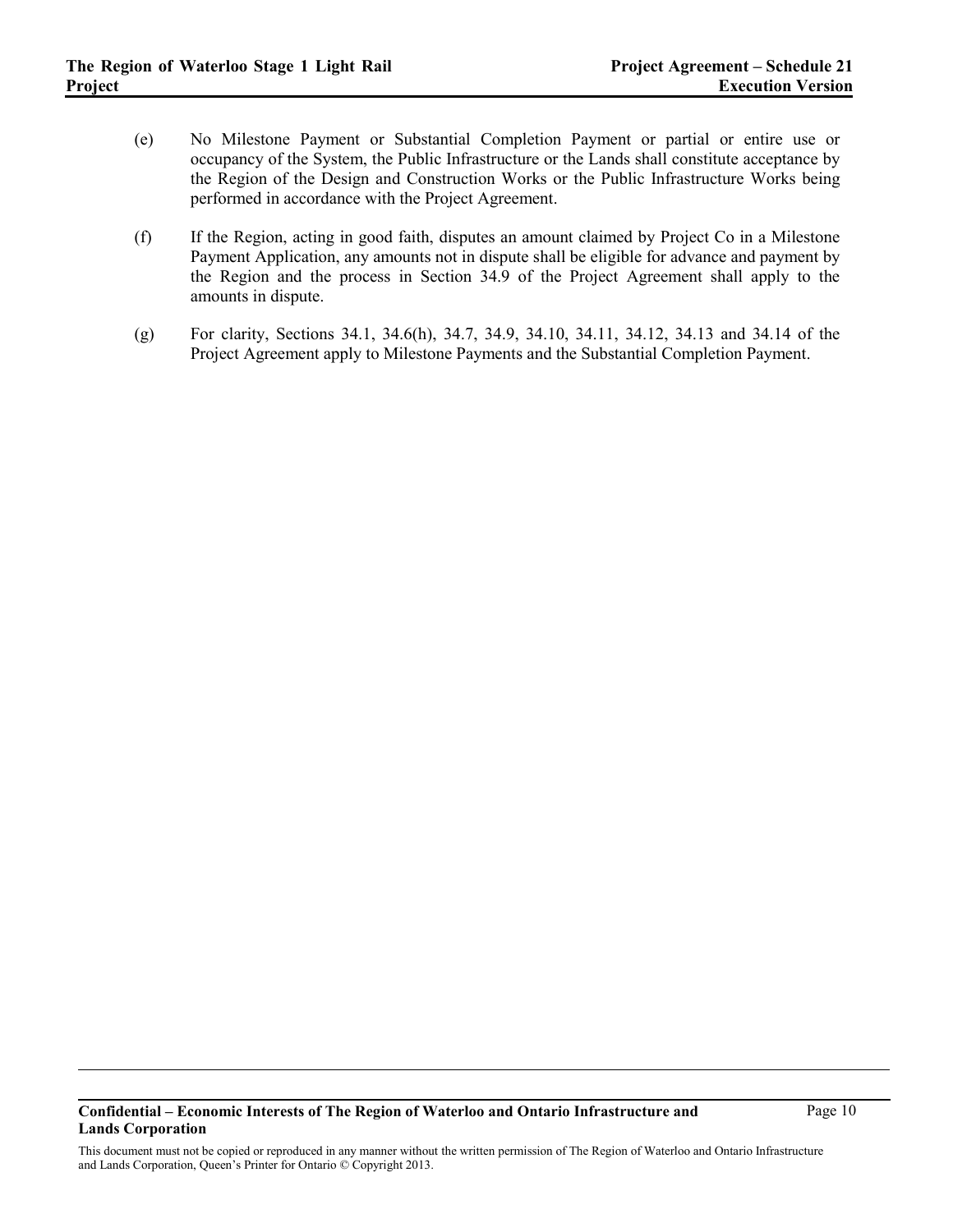(e) No Milestone Payment or Substantial Completion Payment or partial or entire use or occupancy of the System, the Public Infrastructure or the Lands shall constitute acceptance by the Region of the Design and Construction Works or the Public Infrastructure Works being performed in accordance with the Project Agreement.

(f) If the Region, acting in good faith, disputes an amount claimed by Project Co in a Milestone Payment Application, any amounts not in dispute shall be eligible for advance and payment by the Region and the process in Section 34.9 of the Project Agreement shall apply to the amounts in dispute.

(g) For clarity, Sections 34.1, 34.6(h), 34.7, 34.9, 34.10, 34.11, 34.12, 34.13 and 34.14 of the Project Agreement apply to Milestone Payments and the Substantial Completion Payment.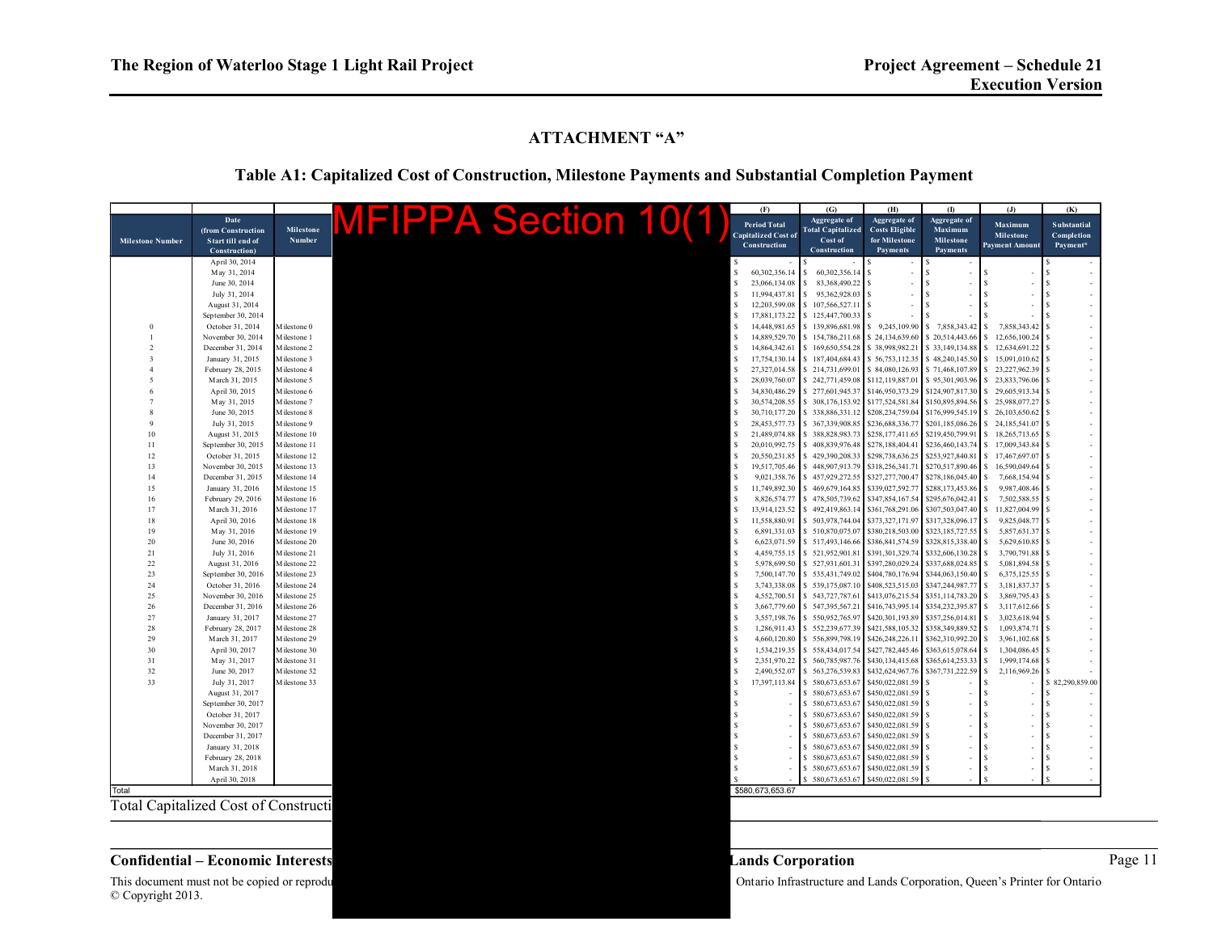## ATTACHMENT "A"

### Table A1: Capitalized Cost of Construction, Milestone Payments and Substantial Completion Payment

MFIPPA Section 10(1)

| Milestone Number | Date (from Construction Start till end of Construction) | Milestone Number | (F) Period Total Capitalized Cost of Construction | (G) Aggregate of Total Capitalized Cost of Construction | (H) Aggregate of Costs Eligible for Milestone Payments | (I) Aggregate of Maximum Milestone Payments | (J) Maximum Milestone Payment Amount | (K) Substantial Completion Payment* |
|---|---|---|---|---|---|---|---|---|
| | April 30, 2014 | | $ - | $ - | $ - | $ - | | $ - |
| | May 31, 2014 | | $ 60,302,356.14 | $ 60,302,356.14 | $ - | $ - | $ - | $ - |
| | June 30, 2014 | | $ 23,066,134.08 | $ 83,368,490.22 | $ - | $ - | $ - | $ - |
| | July 31, 2014 | | $ 11,994,437.81 | $ 95,362,928.03 | $ - | $ - | $ - | $ - |
| | August 31, 2014 | | $ 12,203,599.08 | $ 107,566,527.11 | $ - | $ - | $ - | $ - |
| | September 30, 2014 | | $ 17,881,173.22 | $ 125,447,700.33 | $ - | $ - | $ - | $ - |
| 0 | October 31, 2014 | Milestone 0 | $ 14,448,981.65 | $ 139,896,681.98 | $ 9,245,109.90 | $ 7,858,343.42 | $ 7,858,343.42 | $ - |
| 1 | November 30, 2014 | Milestone 1 | $ 14,889,529.70 | $ 154,786,211.68 | $ 24,134,639.60 | $ 20,514,443.66 | $ 12,656,100.24 | $ - |
| 2 | December 31, 2014 | Milestone 2 | $ 14,864,342.61 | $ 169,650,554.28 | $ 38,998,982.21 | $ 33,149,134.88 | $ 12,634,691.22 | $ - |
| 3 | January 31, 2015 | Milestone 3 | $ 17,754,130.14 | $ 187,404,684.43 | $ 56,753,112.35 | $ 48,240,145.50 | $ 15,091,010.62 | $ - |
| 4 | February 28, 2015 | Milestone 4 | $ 27,327,014.58 | $ 214,731,699.01 | $ 84,080,126.93 | $ 71,468,107.89 | $ 23,227,962.39 | $ - |
| 5 | March 31, 2015 | Milestone 5 | $ 28,039,760.07 | $ 242,771,459.08 | $112,119,887.01 | $ 95,301,903.96 | $ 23,833,796.06 | $ - |
| 6 | April 30, 2015 | Milestone 6 | $ 34,830,486.29 | $ 277,601,945.37 | $146,950,373.29 | $124,907,817.30 | $ 29,605,913.34 | $ - |
| 7 | May 31, 2015 | Milestone 7 | $ 30,574,208.55 | $ 308,176,153.92 | $177,524,581.84 | $150,895,894.56 | $ 25,988,077.27 | $ - |
| 8 | June 30, 2015 | Milestone 8 | $ 30,710,177.20 | $ 338,886,331.12 | $208,234,759.04 | $176,999,545.19 | $ 26,103,650.62 | $ - |
| 9 | July 31, 2015 | Milestone 9 | $ 28,453,577.73 | $ 367,339,908.85 | $236,688,336.77 | $201,185,086.26 | $ 24,185,541.07 | $ - |
| 10 | August 31, 2015 | Milestone 10 | $ 21,489,074.88 | $ 388,828,983.73 | $258,177,411.65 | $219,450,799.91 | $ 18,265,713.65 | $ - |
| 11 | September 30, 2015 | Milestone 11 | $ 20,010,992.75 | $ 408,839,976.48 | $278,188,404.41 | $236,460,143.74 | $ 17,009,343.84 | $ - |
| 12 | October 31, 2015 | Milestone 12 | $ 20,550,231.85 | $ 429,390,208.33 | $298,738,636.25 | $253,927,840.81 | $ 17,467,697.07 | $ - |
| 13 | November 30, 2015 | Milestone 13 | $ 19,517,705.46 | $ 448,907,913.79 | $318,256,341.71 | $270,517,890.46 | $ 16,590,049.64 | $ - |
| 14 | December 31, 2015 | Milestone 14 | $ 9,021,358.76 | $ 457,929,272.55 | $327,277,700.47 | $278,186,045.40 | $ 7,668,154.94 | $ - |
| 15 | January 31, 2016 | Milestone 15 | $ 11,749,892.30 | $ 469,679,164.85 | $339,027,592.77 | $288,173,453.86 | $ 9,987,408.46 | $ - |
| 16 | February 29, 2016 | Milestone 16 | $ 8,826,574.77 | $ 478,505,739.62 | $347,854,167.54 | $295,676,042.41 | $ 7,502,588.55 | $ - |
| 17 | March 31, 2016 | Milestone 17 | $ 13,914,123.52 | $ 492,419,863.14 | $361,768,291.06 | $307,503,047.40 | $ 11,827,004.99 | $ - |
| 18 | April 30, 2016 | Milestone 18 | $ 11,558,880.91 | $ 503,978,744.04 | $373,327,171.97 | $317,328,096.17 | $ 9,825,048.77 | $ - |
| 19 | May 31, 2016 | Milestone 19 | $ 6,891,331.03 | $ 510,870,075.07 | $380,218,503.00 | $323,185,727.55 | $ 5,857,631.37 | $ - |
| 20 | June 30, 2016 | Milestone 20 | $ 6,623,071.59 | $ 517,493,146.66 | $386,841,574.59 | $328,815,338.40 | $ 5,629,610.85 | $ - |
| 21 | July 31, 2016 | Milestone 21 | $ 4,459,755.15 | $ 521,952,901.81 | $391,301,329.74 | $332,606,130.28 | $ 3,790,791.88 | $ - |
| 22 | August 31, 2016 | Milestone 22 | $ 5,978,699.50 | $ 527,931,601.31 | $397,280,029.24 | $337,688,024.85 | $ 5,081,894.58 | $ - |
| 23 | September 30, 2016 | Milestone 23 | $ 7,500,147.70 | $ 535,431,749.02 | $404,780,176.94 | $344,063,150.40 | $ 6,375,125.55 | $ - |
| 24 | October 31, 2016 | Milestone 24 | $ 3,743,338.08 | $ 539,175,087.10 | $408,523,515.03 | $347,244,987.77 | $ 3,181,837.37 | $ - |
| 25 | November 30, 2016 | Milestone 25 | $ 4,552,700.51 | $ 543,727,787.61 | $413,076,215.54 | $351,114,783.20 | $ 3,869,795.43 | $ - |
| 26 | December 31, 2016 | Milestone 26 | $ 3,667,779.60 | $ 547,395,567.21 | $416,743,995.14 | $354,232,395.87 | $ 3,117,612.66 | $ - |
| 27 | January 31, 2017 | Milestone 27 | $ 3,557,198.76 | $ 550,952,765.97 | $420,301,193.89 | $357,256,014.81 | $ 3,023,618.94 | $ - |
| 28 | February 28, 2017 | Milestone 28 | $ 1,286,911.43 | $ 552,239,677.39 | $421,588,105.32 | $358,349,889.52 | $ 1,093,874.71 | $ - |
| 29 | March 31, 2017 | Milestone 29 | $ 4,660,120.80 | $ 556,899,798.19 | $426,248,226.11 | $362,310,992.20 | $ 3,961,102.68 | $ - |
| 30 | April 30, 2017 | Milestone 30 | $ 1,534,219.35 | $ 558,434,017.54 | $427,782,445.46 | $363,615,078.64 | $ 1,304,086.45 | $ - |
| 31 | May 31, 2017 | Milestone 31 | $ 2,351,970.22 | $ 560,785,987.76 | $430,134,415.68 | $365,614,253.33 | $ 1,999,174.68 | $ - |
| 32 | June 30, 2017 | Milestone 32 | $ 2,490,552.07 | $ 563,276,539.83 | $432,624,967.76 | $367,731,222.59 | $ 2,116,969.26 | $ - |
| 33 | July 31, 2017 | Milestone 33 | $ 17,397,113.84 | $ 580,673,653.67 | $450,022,081.59 | $ - | $ - | $ 82,290,859.00 |
| | August 31, 2017 | | $ - | $ 580,673,653.67 | $450,022,081.59 | $ - | $ - | $ - |
| | September 30, 2017 | | $ - | $ 580,673,653.67 | $450,022,081.59 | $ - | $ - | $ - |
| | October 31, 2017 | | $ - | $ 580,673,653.67 | $450,022,081.59 | $ - | $ - | $ - |
| | November 30, 2017 | | $ - | $ 580,673,653.67 | $450,022,081.59 | $ - | $ - | $ - |
| | December 31, 2017 | | $ - | $ 580,673,653.67 | $450,022,081.59 | $ - | $ - | $ - |
| | January 31, 2018 | | $ - | $ 580,673,653.67 | $450,022,081.59 | $ - | $ - | $ - |
| | February 28, 2018 | | $ - | $ 580,673,653.67 | $450,022,081.59 | $ - | $ - | $ - |
| | March 31, 2018 | | $ - | $ 580,673,653.67 | $450,022,081.59 | $ - | $ - | $ - |
| | April 30, 2018 | | $ - | $ 580,673,653.67 | $450,022,081.59 | $ - | $ - | $ - |
| Total | | | $580,673,653.67 | | | | | |

Total Capitalized Cost of Constructi

**Confidential – Economic Interests** **Lands Corporation**

This document must not be copied or reprodu Ontario Infrastructure and Lands Corporation, Queen's Printer for Ontario © Copyright 2013.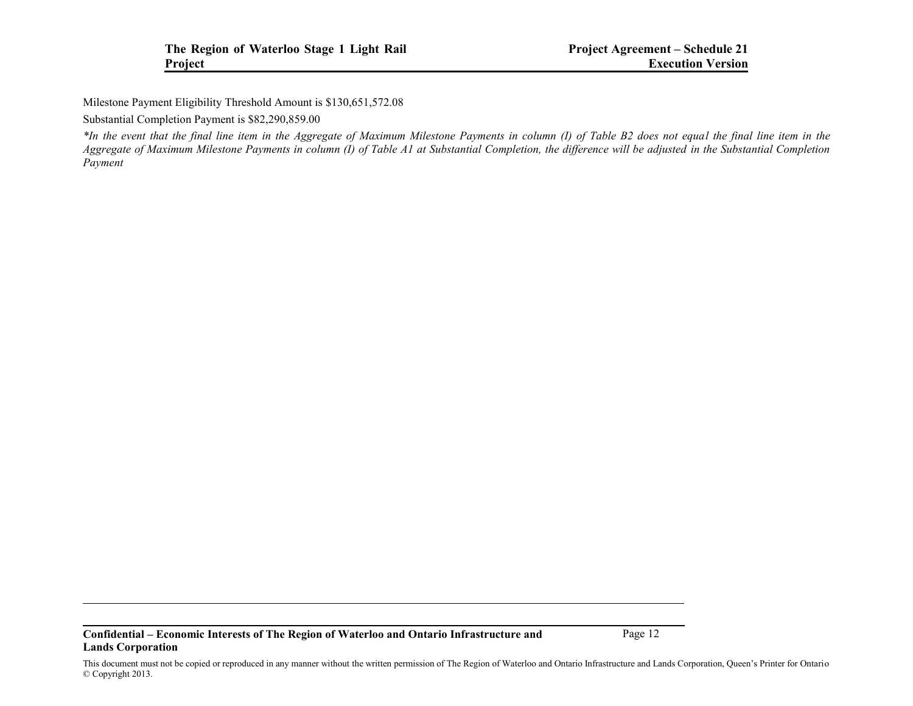Milestone Payment Eligibility Threshold Amount is $130,651,572.08

Substantial Completion Payment is $82,290,859.00

*\*In the event that the final line item in the Aggregate of Maximum Milestone Payments in column (I) of Table B2 does not equal the final line item in the Aggregate of Maximum Milestone Payments in column (I) of Table A1 at Substantial Completion, the difference will be adjusted in the Substantial Completion Payment*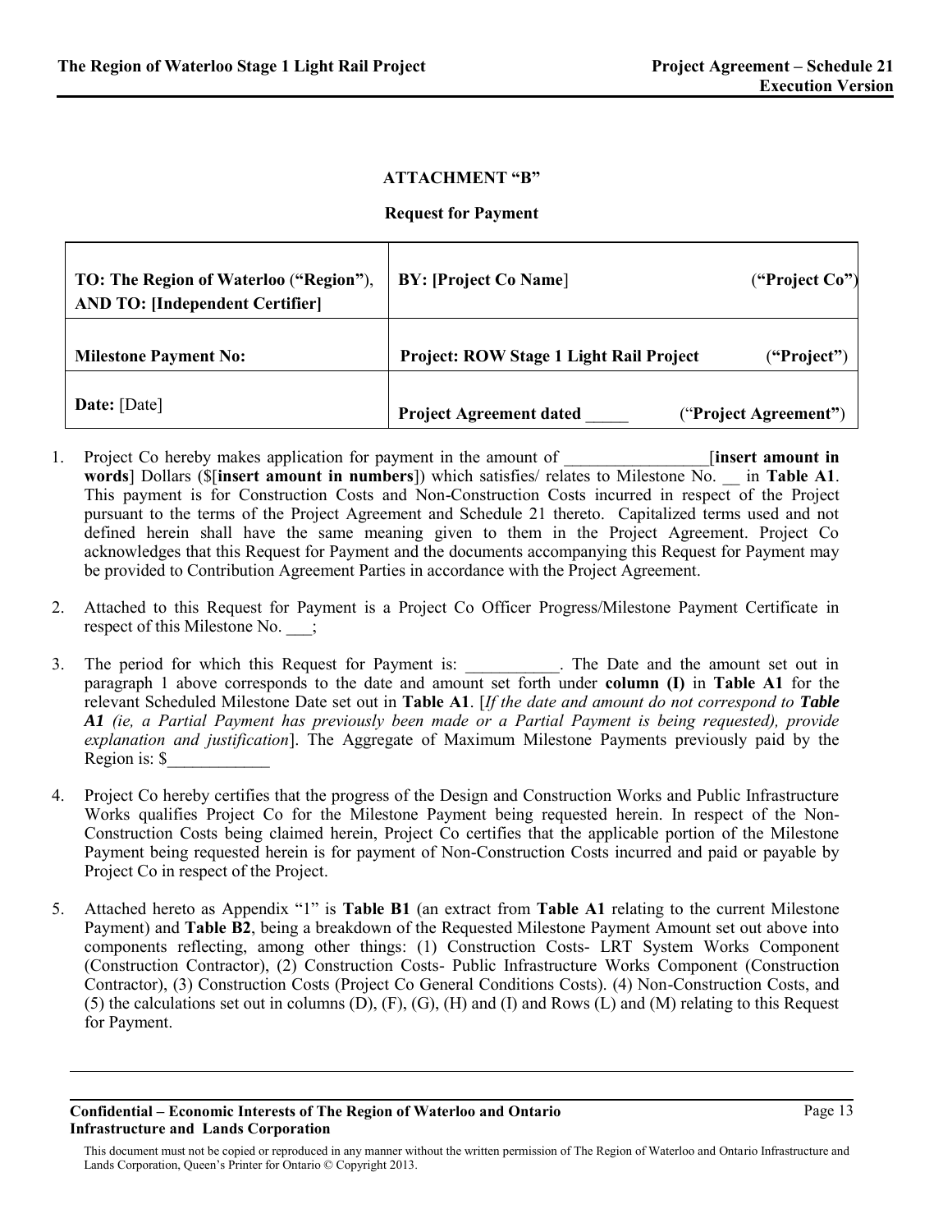## ATTACHMENT "B"

## Request for Payment

| TO: The Region of Waterloo ("Region"), AND TO: [Independent Certifier] | BY: [Project Co Name] ("Project Co") |
|---|---|
| Milestone Payment No: | Project: ROW Stage 1 Light Rail Project ("Project") |
| Date: [Date] | Project Agreement dated _____ ("Project Agreement") |

1. Project Co hereby makes application for payment in the amount of ________________[**insert amount in words**] Dollars ($[**insert amount in numbers**]) which satisfies/ relates to Milestone No. __ in **Table A1**. This payment is for Construction Costs and Non-Construction Costs incurred in respect of the Project pursuant to the terms of the Project Agreement and Schedule 21 thereto. Capitalized terms used and not defined herein shall have the same meaning given to them in the Project Agreement. Project Co acknowledges that this Request for Payment and the documents accompanying this Request for Payment may be provided to Contribution Agreement Parties in accordance with the Project Agreement.

2. Attached to this Request for Payment is a Project Co Officer Progress/Milestone Payment Certificate in respect of this Milestone No. ___;

3. The period for which this Request for Payment is: ___________. The Date and the amount set out in paragraph 1 above corresponds to the date and amount set forth under **column (I)** in **Table A1** for the relevant Scheduled Milestone Date set out in **Table A1**. [*If the date and amount do not correspond to **Table A1** (ie, a Partial Payment has previously been made or a Partial Payment is being requested), provide explanation and justification*]. The Aggregate of Maximum Milestone Payments previously paid by the Region is: $____________

4. Project Co hereby certifies that the progress of the Design and Construction Works and Public Infrastructure Works qualifies Project Co for the Milestone Payment being requested herein. In respect of the Non-Construction Costs being claimed herein, Project Co certifies that the applicable portion of the Milestone Payment being requested herein is for payment of Non-Construction Costs incurred and paid or payable by Project Co in respect of the Project.

5. Attached hereto as Appendix "1" is **Table B1** (an extract from **Table A1** relating to the current Milestone Payment) and **Table B2**, being a breakdown of the Requested Milestone Payment Amount set out above into components reflecting, among other things: (1) Construction Costs- LRT System Works Component (Construction Contractor), (2) Construction Costs- Public Infrastructure Works Component (Construction Contractor), (3) Construction Costs (Project Co General Conditions Costs). (4) Non-Construction Costs, and (5) the calculations set out in columns (D), (F), (G), (H) and (I) and Rows (L) and (M) relating to this Request for Payment.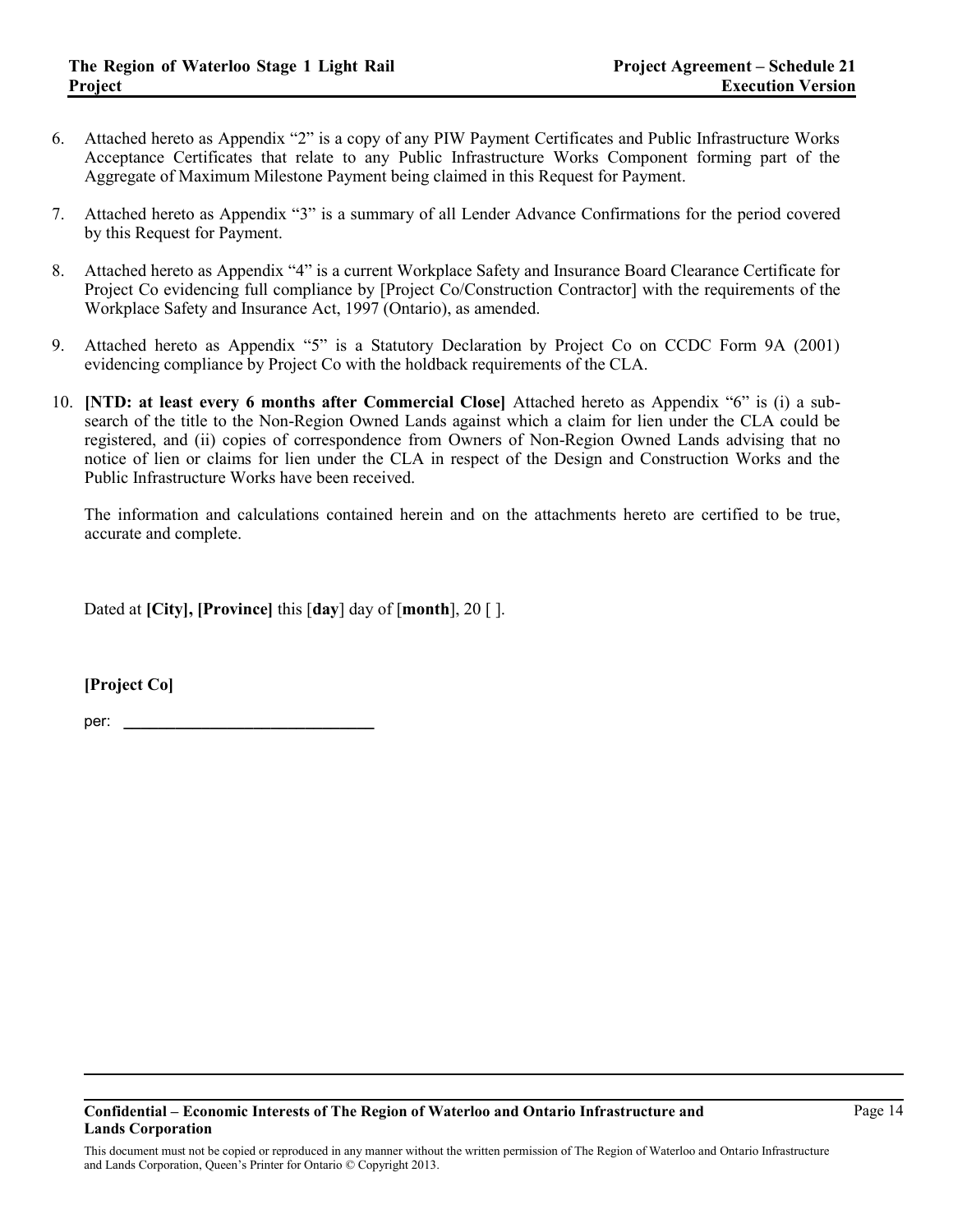6. Attached hereto as Appendix "2" is a copy of any PIW Payment Certificates and Public Infrastructure Works Acceptance Certificates that relate to any Public Infrastructure Works Component forming part of the Aggregate of Maximum Milestone Payment being claimed in this Request for Payment.

7. Attached hereto as Appendix "3" is a summary of all Lender Advance Confirmations for the period covered by this Request for Payment.

8. Attached hereto as Appendix "4" is a current Workplace Safety and Insurance Board Clearance Certificate for Project Co evidencing full compliance by [Project Co/Construction Contractor] with the requirements of the Workplace Safety and Insurance Act, 1997 (Ontario), as amended.

9. Attached hereto as Appendix "5" is a Statutory Declaration by Project Co on CCDC Form 9A (2001) evidencing compliance by Project Co with the holdback requirements of the CLA.

10. **[NTD: at least every 6 months after Commercial Close]** Attached hereto as Appendix "6" is (i) a sub-search of the title to the Non-Region Owned Lands against which a claim for lien under the CLA could be registered, and (ii) copies of correspondence from Owners of Non-Region Owned Lands advising that no notice of lien or claims for lien under the CLA in respect of the Design and Construction Works and the Public Infrastructure Works have been received.

    The information and calculations contained herein and on the attachments hereto are certified to be true, accurate and complete.

    Dated at **[City], [Province]** this [**day**] day of [**month**], 20 [ ].

    **[Project Co]**

    per: ______________________________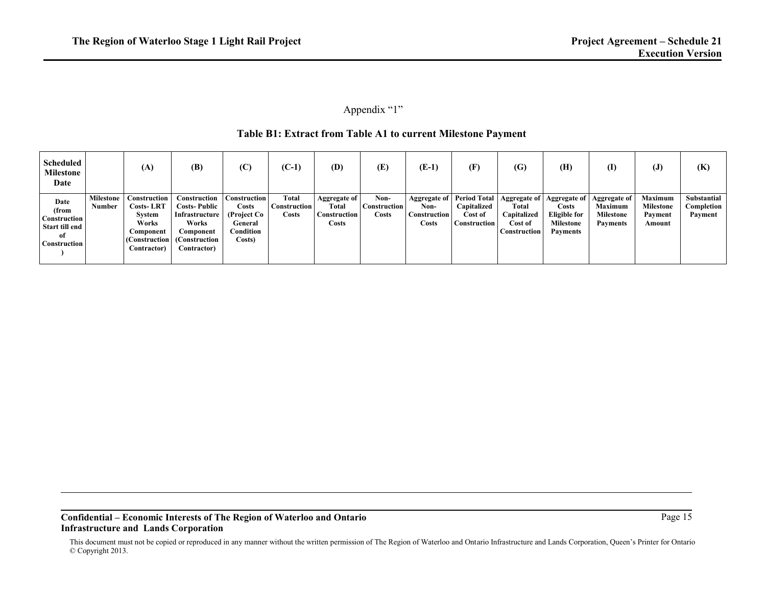Appendix "1"

**Table B1: Extract from Table A1 to current Milestone Payment**

| Scheduled Milestone Date | | (A) | (B) | (C) | (C-1) | (D) | (E) | (E-1) | (F) | (G) | (H) | (I) | (J) | (K) |
|---|---|---|---|---|---|---|---|---|---|---|---|---|---|---|
| Date (from Construction Start till end of Construction ) | Milestone Number | Construction Costs- LRT System Works Component (Construction Contractor) | Construction Costs- Public Infrastructure Works Component (Construction Contractor) | Construction Costs (Project Co General Condition Costs) | Total Construction Costs | Aggregate of Total Construction Costs | Non-Construction Costs | Aggregate of Non-Construction Costs | Period Total Capitalized Cost of Construction | Aggregate of Total Capitalized Cost of Construction | Aggregate of Costs Eligible for Milestone Payments | Aggregate of Maximum Milestone Payments | Maximum Milestone Payment Amount | Substantial Completion Payment |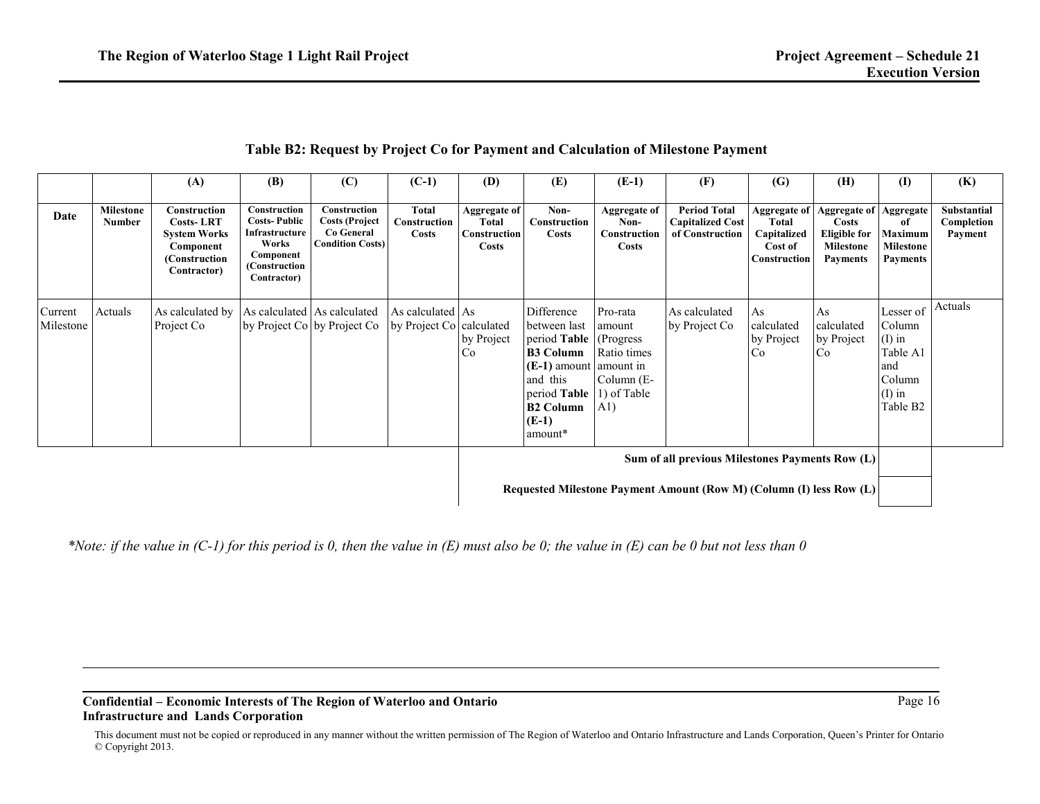**Table B2: Request by Project Co for Payment and Calculation of Milestone Payment**

| | | (A) | (B) | (C) | (C-1) | (D) | (E) | (E-1) | (F) | (G) | (H) | (I) | (K) |
|---|---|---|---|---|---|---|---|---|---|---|---|---|---|
| **Date** | **Milestone Number** | **Construction Costs- LRT System Works Component (Construction Contractor)** | **Construction Costs- Public Infrastructure Works Component (Construction Contractor)** | **Construction Costs (Project Co General Condition Costs)** | **Total Construction Costs** | **Aggregate of Total Construction Costs** | **Non-Construction Costs** | **Aggregate of Non-Construction Costs** | **Period Total Capitalized Cost of Construction** | **Aggregate of Total Capitalized Cost of Construction** | **Aggregate of Costs Eligible for Milestone Payments** | **Aggregate of Maximum Milestone Payments** | **Substantial Completion Payment** |
| Current Milestone | Actuals | As calculated by Project Co | As calculated by Project Co | As calculated by Project Co | As calculated by Project Co | As calculated by Project Co | Difference between last period **Table B3 Column (E-1)** amount and this period **Table B2 Column (E-1)** amount* | Pro-rata amount (Progress Ratio times amount in Column (E-1) of Table A1) | As calculated by Project Co | As calculated by Project Co | As calculated by Project Co | Lesser of Column (I) in Table A1 and Column (I) in Table B2 | Actuals |
| | | | | | | | | | | | **Sum of all previous Milestones Payments Row (L)** | | |
| | | | | | | | | | | | **Requested Milestone Payment Amount (Row M) (Column (I) less Row (L)** | | |

*\*Note: if the value in (C-1) for this period is 0, then the value in (E) must also be 0; the value in (E) can be 0 but not less than 0*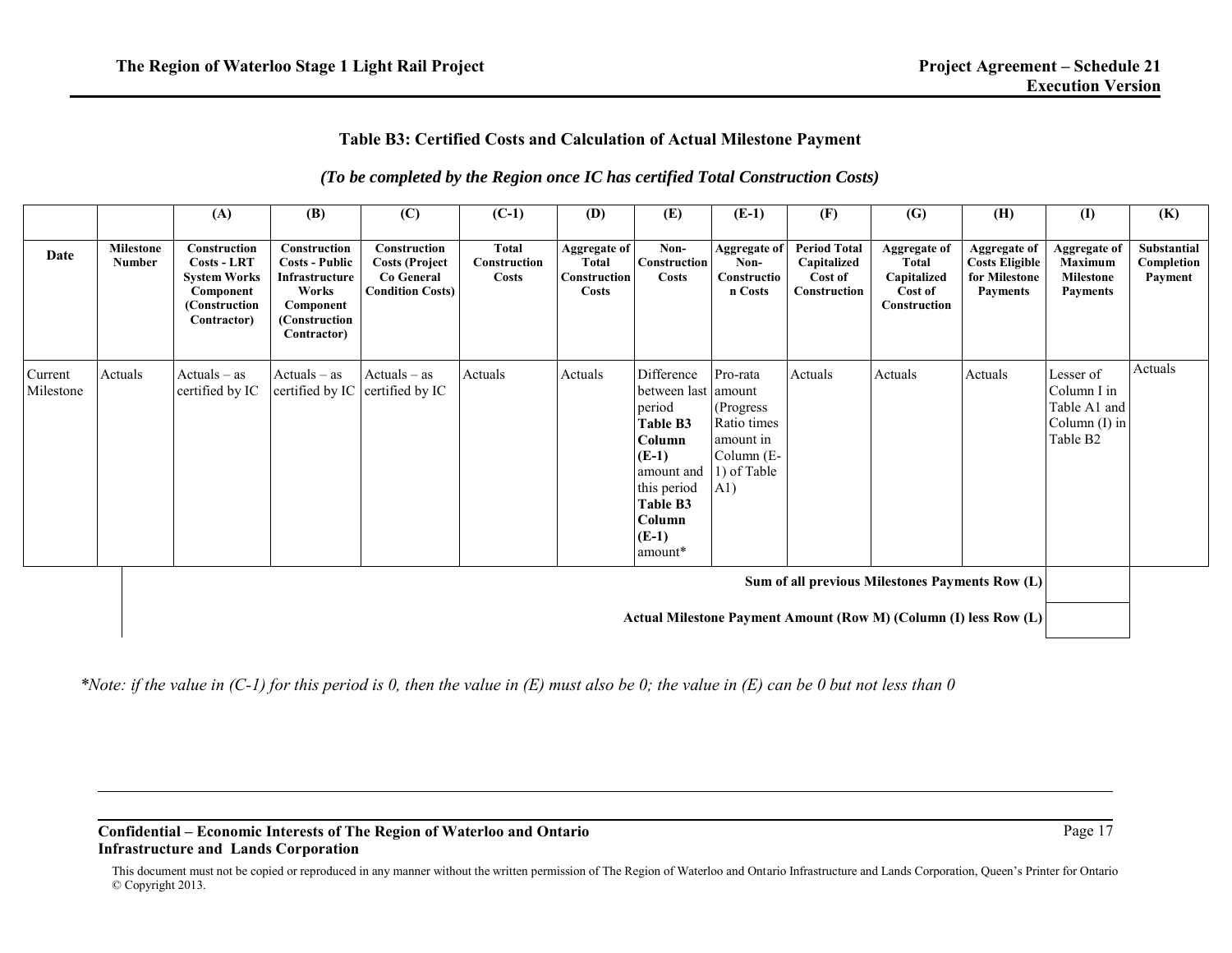### Table B3: Certified Costs and Calculation of Actual Milestone Payment

*(To be completed by the Region once IC has certified Total Construction Costs)*

| | | (A) | (B) | (C) | (C-1) | (D) | (E) | (E-1) | (F) | (G) | (H) | (I) | (K) |
|---|---|---|---|---|---|---|---|---|---|---|---|---|---|
| **Date** | **Milestone Number** | **Construction Costs - LRT System Works Component (Construction Contractor)** | **Construction Costs - Public Infrastructure Works Component (Construction Contractor)** | **Construction Costs (Project Co General Condition Costs)** | **Total Construction Costs** | **Aggregate of Total Construction Costs** | **Non-Construction Costs** | **Aggregate of Non-Construction Costs** | **Period Total Capitalized Cost of Construction** | **Aggregate of Total Capitalized Cost of Construction** | **Aggregate of Costs Eligible for Milestone Payments** | **Aggregate of Maximum Milestone Payments** | **Substantial Completion Payment** |
| Current Milestone | Actuals | Actuals – as certified by IC | Actuals – as certified by IC | Actuals – as certified by IC | Actuals | Actuals | Difference between last period **Table B3 Column (E-1)** amount and this period **Table B3 Column (E-1)** amount* | Pro-rata amount (Progress Ratio times amount in Column (E-1) of Table A1) | Actuals | Actuals | Actuals | Lesser of Column I in Table A1 and Column (I) in Table B2 | Actuals |
| | | | | | | | | | | | **Sum of all previous Milestones Payments Row (L)** | | |
| | | | | | | | | | | | **Actual Milestone Payment Amount (Row M) (Column (I) less Row (L)** | | |

*\*Note: if the value in (C-1) for this period is 0, then the value in (E) must also be 0; the value in (E) can be 0 but not less than 0*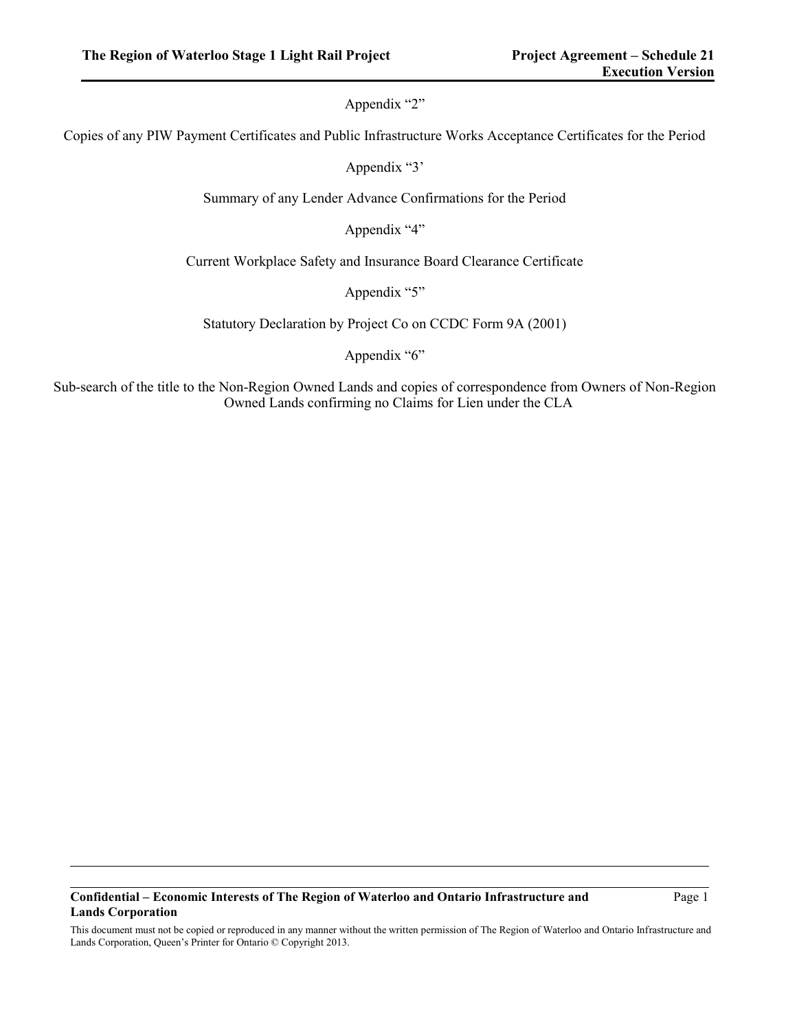Appendix “2”

Copies of any PIW Payment Certificates and Public Infrastructure Works Acceptance Certificates for the Period

Appendix “3’

Summary of any Lender Advance Confirmations for the Period

Appendix “4”

Current Workplace Safety and Insurance Board Clearance Certificate

Appendix “5”

Statutory Declaration by Project Co on CCDC Form 9A (2001)

Appendix “6”

Sub-search of the title to the Non-Region Owned Lands and copies of correspondence from Owners of Non-Region Owned Lands confirming no Claims for Lien under the CLA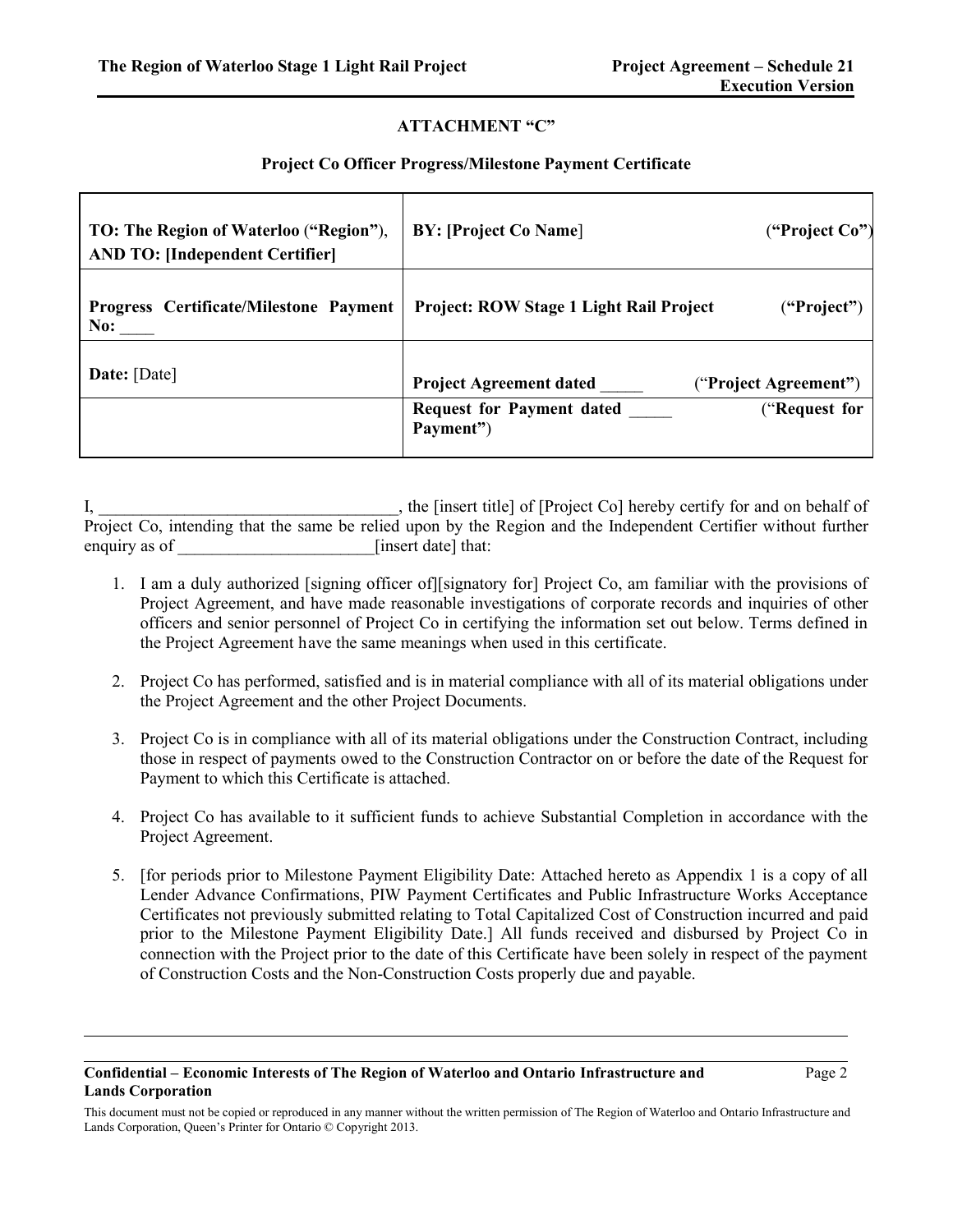## ATTACHMENT "C"

### Project Co Officer Progress/Milestone Payment Certificate

| | |
|---|---|
| **TO: The Region of Waterloo ("Region"), AND TO: [Independent Certifier]** | **BY: [Project Co Name]** ("**Project Co**") |
| **Progress Certificate/Milestone Payment No:** ____ | **Project: ROW Stage 1 Light Rail Project** ("**Project**") |
| **Date:** [Date] | **Project Agreement dated** _____ ("**Project Agreement**") |
| | **Request for Payment dated** _____ ("**Request for Payment**") |

I, ___________________________________, the [insert title] of [Project Co] hereby certify for and on behalf of Project Co, intending that the same be relied upon by the Region and the Independent Certifier without further enquiry as of _______________________[insert date] that:

1. I am a duly authorized [signing officer of][signatory for] Project Co, am familiar with the provisions of Project Agreement, and have made reasonable investigations of corporate records and inquiries of other officers and senior personnel of Project Co in certifying the information set out below. Terms defined in the Project Agreement have the same meanings when used in this certificate.

2. Project Co has performed, satisfied and is in material compliance with all of its material obligations under the Project Agreement and the other Project Documents.

3. Project Co is in compliance with all of its material obligations under the Construction Contract, including those in respect of payments owed to the Construction Contractor on or before the date of the Request for Payment to which this Certificate is attached.

4. Project Co has available to it sufficient funds to achieve Substantial Completion in accordance with the Project Agreement.

5. [for periods prior to Milestone Payment Eligibility Date: Attached hereto as Appendix 1 is a copy of all Lender Advance Confirmations, PIW Payment Certificates and Public Infrastructure Works Acceptance Certificates not previously submitted relating to Total Capitalized Cost of Construction incurred and paid prior to the Milestone Payment Eligibility Date.] All funds received and disbursed by Project Co in connection with the Project prior to the date of this Certificate have been solely in respect of the payment of Construction Costs and the Non-Construction Costs properly due and payable.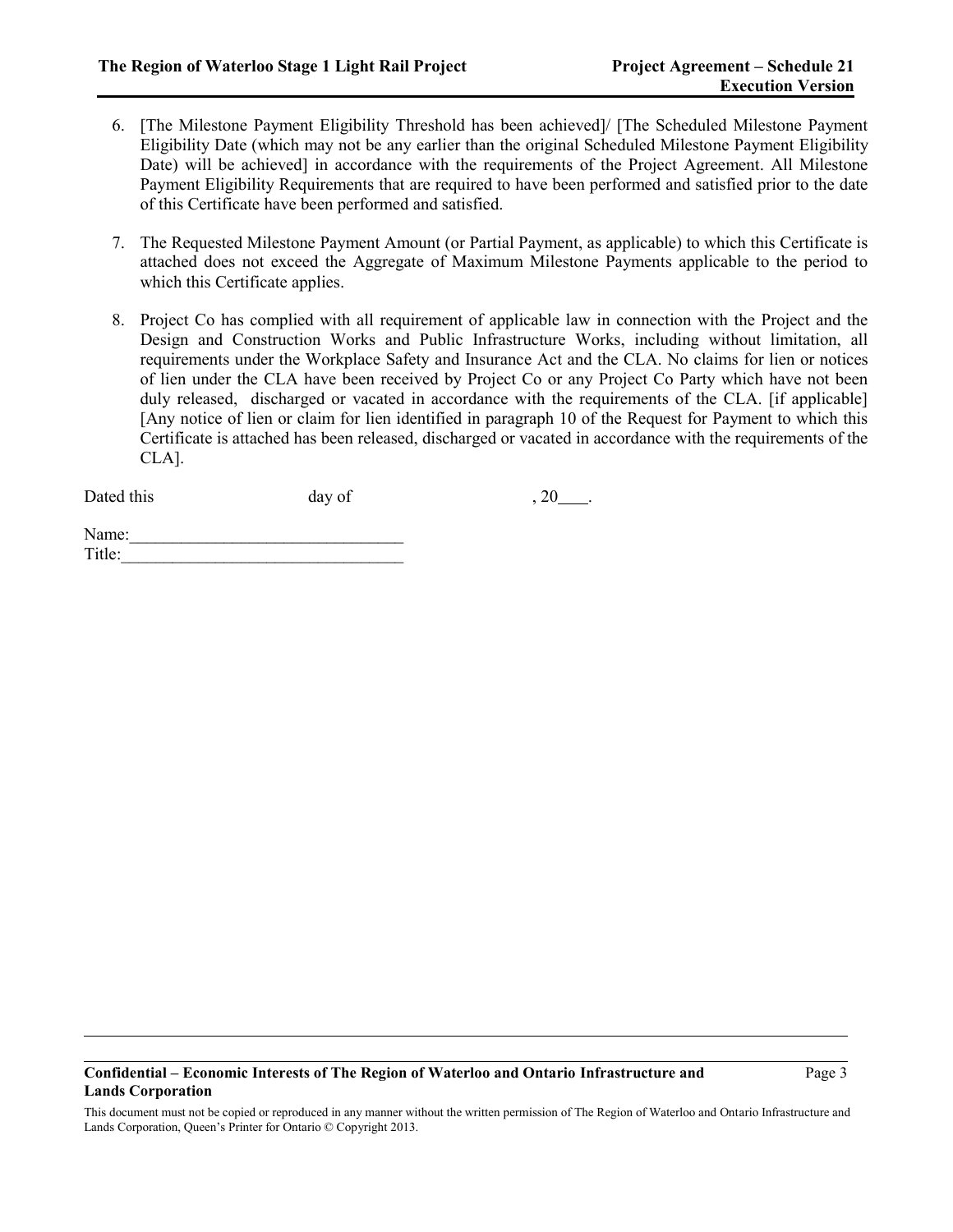6. [The Milestone Payment Eligibility Threshold has been achieved]/ [The Scheduled Milestone Payment Eligibility Date (which may not be any earlier than the original Scheduled Milestone Payment Eligibility Date) will be achieved] in accordance with the requirements of the Project Agreement. All Milestone Payment Eligibility Requirements that are required to have been performed and satisfied prior to the date of this Certificate have been performed and satisfied.

7. The Requested Milestone Payment Amount (or Partial Payment, as applicable) to which this Certificate is attached does not exceed the Aggregate of Maximum Milestone Payments applicable to the period to which this Certificate applies.

8. Project Co has complied with all requirement of applicable law in connection with the Project and the Design and Construction Works and Public Infrastructure Works, including without limitation, all requirements under the Workplace Safety and Insurance Act and the CLA. No claims for lien or notices of lien under the CLA have been received by Project Co or any Project Co Party which have not been duly released, discharged or vacated in accordance with the requirements of the CLA. [if applicable] [Any notice of lien or claim for lien identified in paragraph 10 of the Request for Payment to which this Certificate is attached has been released, discharged or vacated in accordance with the requirements of the CLA].

Dated this day of , 20\_\_\_\_.

Name:\_\_\_\_\_\_\_\_\_\_\_\_\_\_\_\_\_\_\_\_\_\_\_\_\_\_\_\_\_\_\_\_
Title:\_\_\_\_\_\_\_\_\_\_\_\_\_\_\_\_\_\_\_\_\_\_\_\_\_\_\_\_\_\_\_\_\_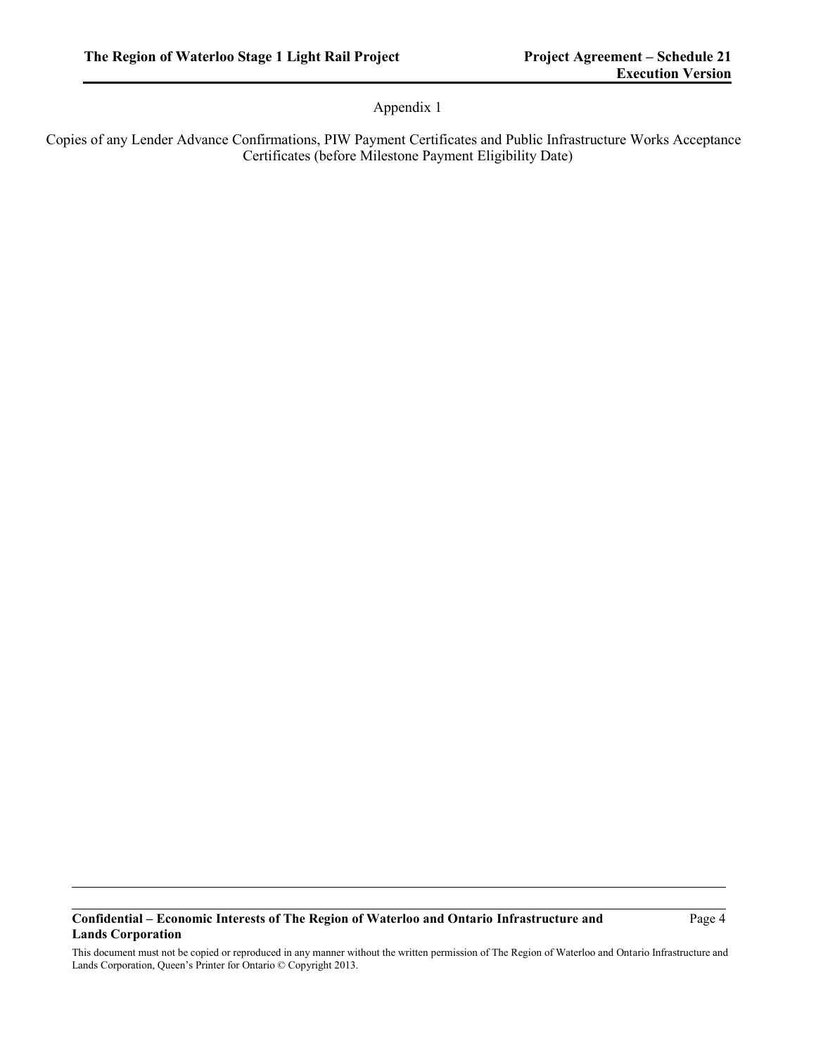# Appendix 1

Copies of any Lender Advance Confirmations, PIW Payment Certificates and Public Infrastructure Works Acceptance Certificates (before Milestone Payment Eligibility Date)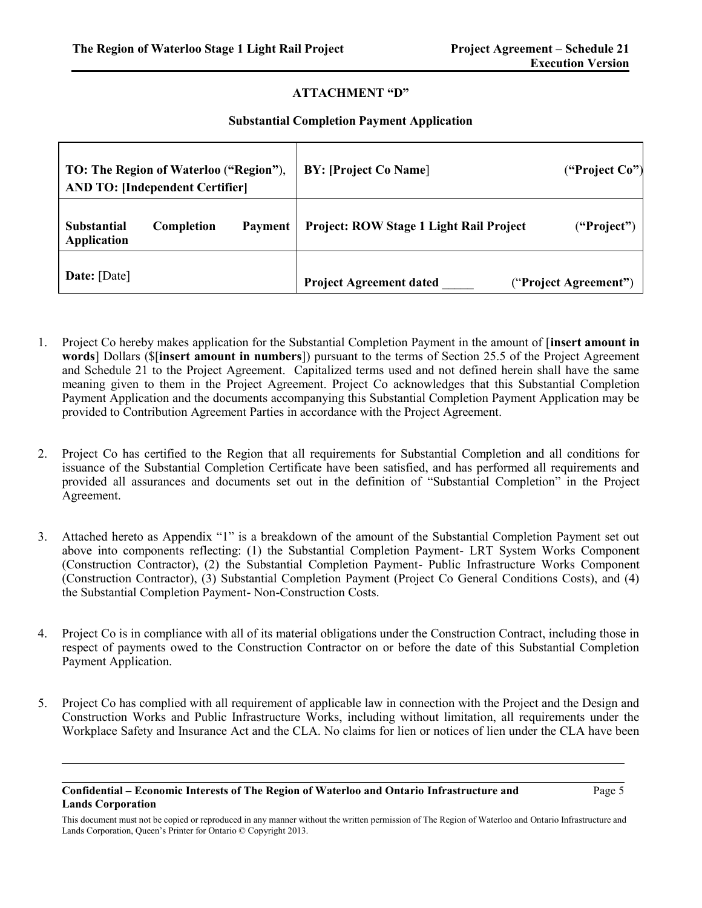## ATTACHMENT "D"

### Substantial Completion Payment Application

| TO: The Region of Waterloo (**"Region"**), **AND TO: [Independent Certifier]** | **BY: [Project Co Name]** (**"Project Co"**) |
|---|---|
| **Substantial Completion Payment Application** | **Project: ROW Stage 1 Light Rail Project** (**"Project"**) |
| **Date:** [Date] | **Project Agreement dated _____** ("**Project Agreement"**) |

1. Project Co hereby makes application for the Substantial Completion Payment in the amount of [**insert amount in words**] Dollars ($[**insert amount in numbers**]) pursuant to the terms of Section 25.5 of the Project Agreement and Schedule 21 to the Project Agreement. Capitalized terms used and not defined herein shall have the same meaning given to them in the Project Agreement. Project Co acknowledges that this Substantial Completion Payment Application and the documents accompanying this Substantial Completion Payment Application may be provided to Contribution Agreement Parties in accordance with the Project Agreement.

2. Project Co has certified to the Region that all requirements for Substantial Completion and all conditions for issuance of the Substantial Completion Certificate have been satisfied, and has performed all requirements and provided all assurances and documents set out in the definition of "Substantial Completion" in the Project Agreement.

3. Attached hereto as Appendix "1" is a breakdown of the amount of the Substantial Completion Payment set out above into components reflecting: (1) the Substantial Completion Payment- LRT System Works Component (Construction Contractor), (2) the Substantial Completion Payment- Public Infrastructure Works Component (Construction Contractor), (3) Substantial Completion Payment (Project Co General Conditions Costs), and (4) the Substantial Completion Payment- Non-Construction Costs.

4. Project Co is in compliance with all of its material obligations under the Construction Contract, including those in respect of payments owed to the Construction Contractor on or before the date of this Substantial Completion Payment Application.

5. Project Co has complied with all requirement of applicable law in connection with the Project and the Design and Construction Works and Public Infrastructure Works, including without limitation, all requirements under the Workplace Safety and Insurance Act and the CLA. No claims for lien or notices of lien under the CLA have been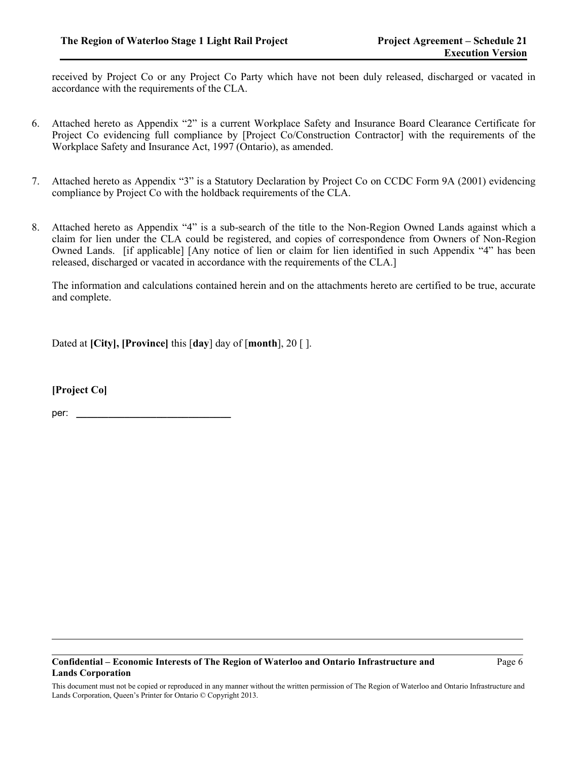received by Project Co or any Project Co Party which have not been duly released, discharged or vacated in accordance with the requirements of the CLA.

6. Attached hereto as Appendix "2" is a current Workplace Safety and Insurance Board Clearance Certificate for Project Co evidencing full compliance by [Project Co/Construction Contractor] with the requirements of the Workplace Safety and Insurance Act, 1997 (Ontario), as amended.

7. Attached hereto as Appendix "3" is a Statutory Declaration by Project Co on CCDC Form 9A (2001) evidencing compliance by Project Co with the holdback requirements of the CLA.

8. Attached hereto as Appendix "4" is a sub-search of the title to the Non-Region Owned Lands against which a claim for lien under the CLA could be registered, and copies of correspondence from Owners of Non-Region Owned Lands. [if applicable] [Any notice of lien or claim for lien identified in such Appendix "4" has been released, discharged or vacated in accordance with the requirements of the CLA.]

   The information and calculations contained herein and on the attachments hereto are certified to be true, accurate and complete.

Dated at **[City], [Province]** this [**day**] day of [**month**], 20 [ ].

**[Project Co]**

per: ______________________________

**Confidential – Economic Interests of The Region of Waterloo and Ontario Infrastructure and Lands Corporation**

This document must not be copied or reproduced in any manner without the written permission of The Region of Waterloo and Ontario Infrastructure and Lands Corporation, Queen's Printer for Ontario © Copyright 2013.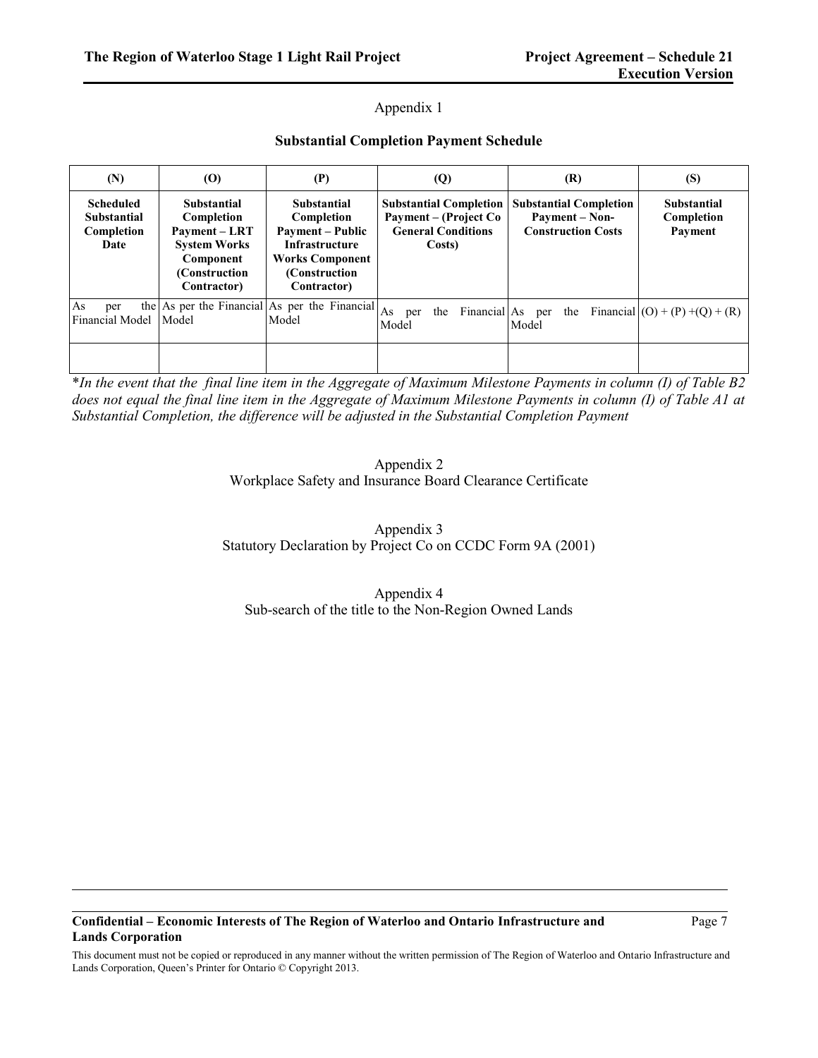Appendix 1

**Substantial Completion Payment Schedule**

| (N) | (O) | (P) | (Q) | (R) | (S) |
|---|---|---|---|---|---|
| **Scheduled Substantial Completion Date** | **Substantial Completion Payment – LRT System Works Component (Construction Contractor)** | **Substantial Completion Payment – Public Infrastructure Works Component (Construction Contractor)** | **Substantial Completion Payment – (Project Co General Conditions Costs)** | **Substantial Completion Payment – Non-Construction Costs** | **Substantial Completion Payment** |
| As per the Financial Model | As per the Financial Model | As per the Financial Model | As per the Financial Model | As per the Financial Model | (O) + (P) +(Q) + (R) |
| | | | | | |

\**In the event that the final line item in the Aggregate of Maximum Milestone Payments in column (I) of Table B2 does not equal the final line item in the Aggregate of Maximum Milestone Payments in column (I) of Table A1 at Substantial Completion, the difference will be adjusted in the Substantial Completion Payment*

Appendix 2
Workplace Safety and Insurance Board Clearance Certificate

Appendix 3
Statutory Declaration by Project Co on CCDC Form 9A (2001)

Appendix 4
Sub-search of the title to the Non-Region Owned Lands